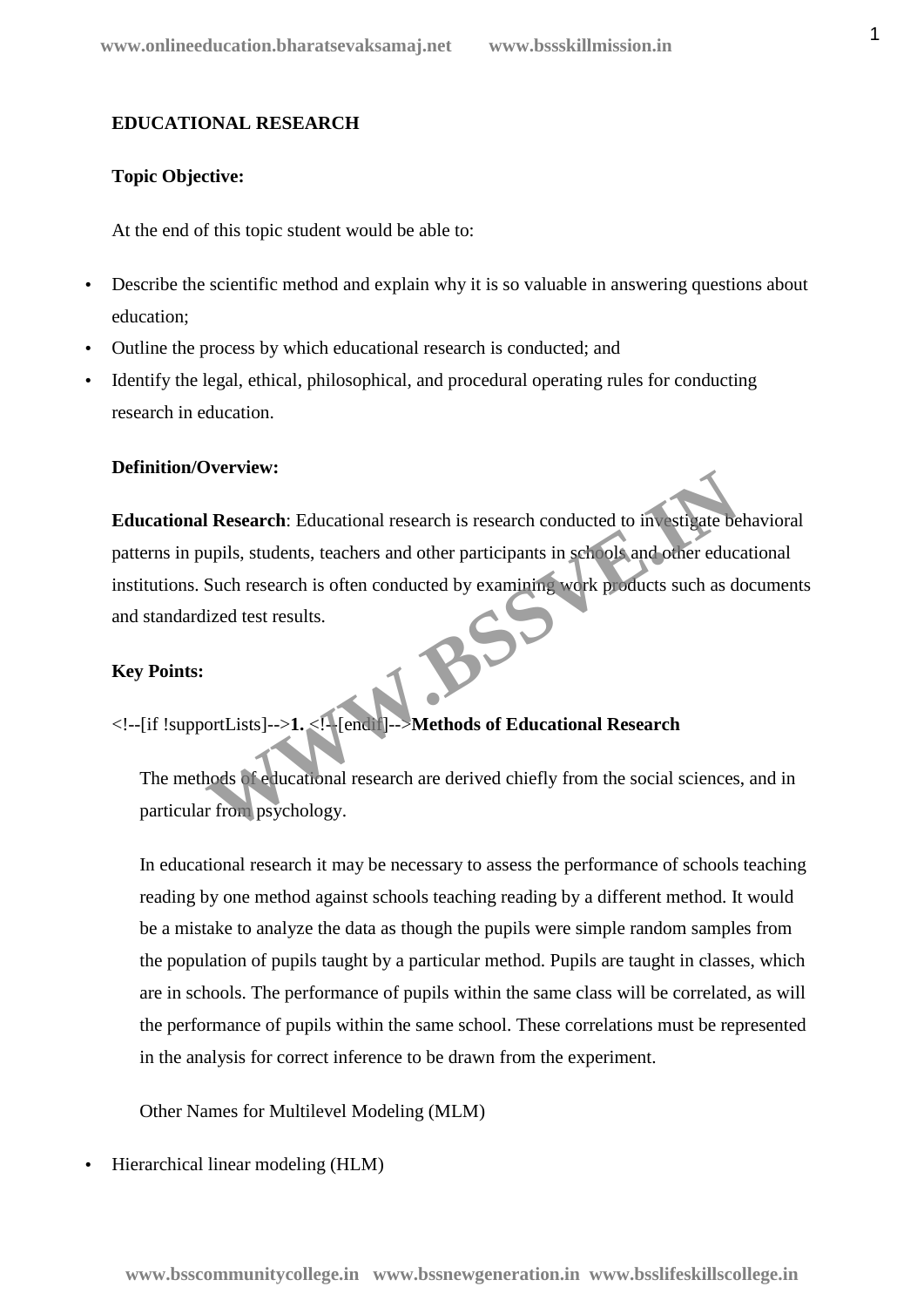**EDUCATIONAL RESEARCH**

**Topic Objective:**

At the end of this topic student would be able to:

- Describe the scientific method and explain why it is so valuable in answering questions about education;
- Outline the process by which educational research is conducted; and
- Identify the legal, ethical, philosophical, and procedural operating rules for conducting research in education.

**Definition/Overview:**

**Educational Research**: Educational research is research conducted to investigate behavioral patterns in pupils, students, teachers and other participants in schools and other educational institutions. Such research is often conducted by examining work products such as documents and standardized test results.

**Key Points:**

<!--[if !supportLists]-->**1.** <!--[endif]-->**Methods of Educational Research**

The methods of educational research are derived chiefly from the social sciences, and in particular from psychology.

In educational research it may be necessary to assess the performance of schools teaching reading by one method against schools teaching reading by a different method. It would be a mistake to analyze the data as though the pupils were simple random samples from the population of pupils taught by a particular method. Pupils are taught in classes, which are in schools. The performance of pupils within the same class will be correlated, as will the performance of pupils within the same school. These correlations must be represented in the analysis for correct inference to be drawn from the experiment.

Other Names for Multilevel Modeling (MLM)

- Hierarchical linear modeling (HLM)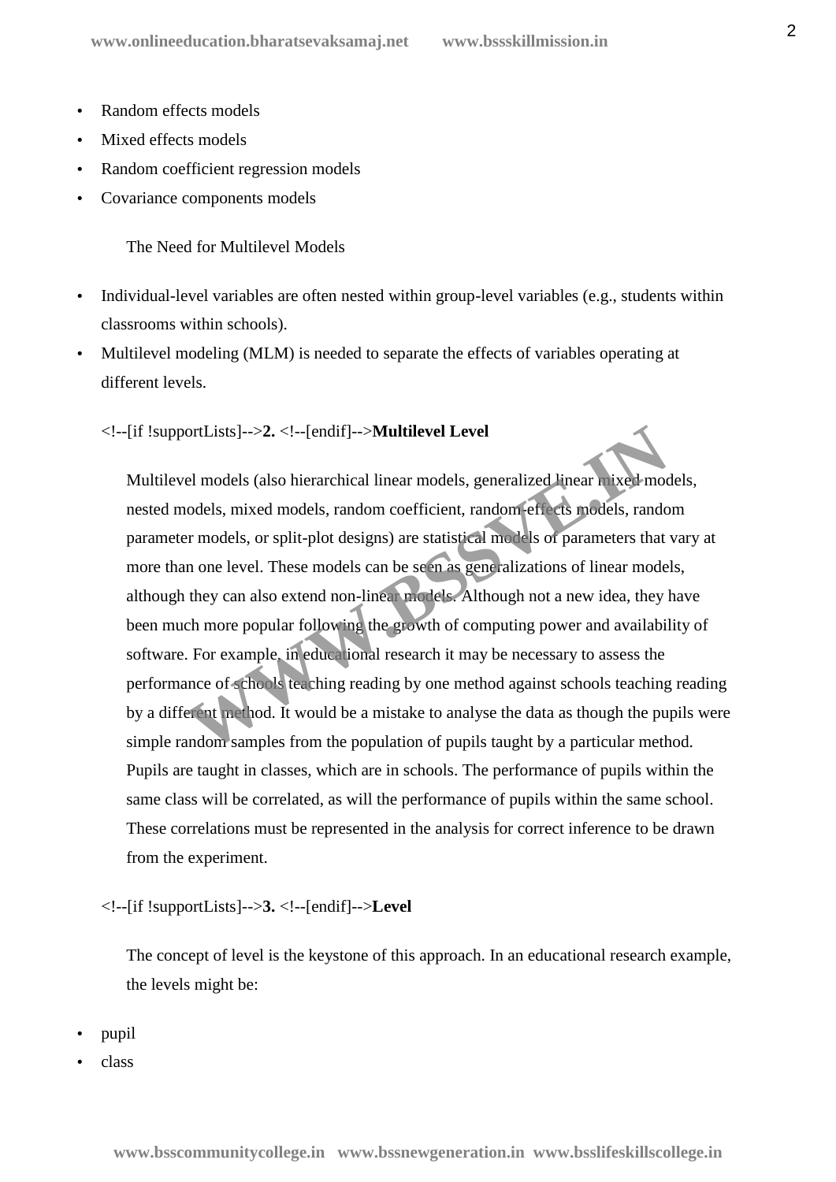- Random effects models
- Mixed effects models
- Random coefficient regression models
- Covariance components models

The Need for Multilevel Models

- Individual-level variables are often nested within group-level variables (e.g., students within classrooms within schools).
- Multilevel modeling (MLM) is needed to separate the effects of variables operating at different levels.

<!--[if !supportLists]-->**2.** <!--[endif]-->**Multilevel Level**

Multilevel models (also hierarchical linear models, generalized linear mixed models, nested models, mixed models, random coefficient, random-effects models, random parameter models, or split-plot designs) are statistical models of parameters that vary at more than one level. These models can be seen as generalizations of linear models, although they can also extend non-linear models. Although not a new idea, they have been much more popular following the growth of computing power and availability of software. For example, in educational research it may be necessary to assess the performance of schools teaching reading by one method against schools teaching reading by a different method. It would be a mistake to analyse the data as though the pupils were simple random samples from the population of pupils taught by a particular method. Pupils are taught in classes, which are in schools. The performance of pupils within the same class will be correlated, as will the performance of pupils within the same school. These correlations must be represented in the analysis for correct inference to be drawn from the experiment.

<!--[if !supportLists]-->**3.** <!--[endif]-->**Level**

The concept of level is the keystone of this approach. In an educational research example, the levels might be:

- pupil
- class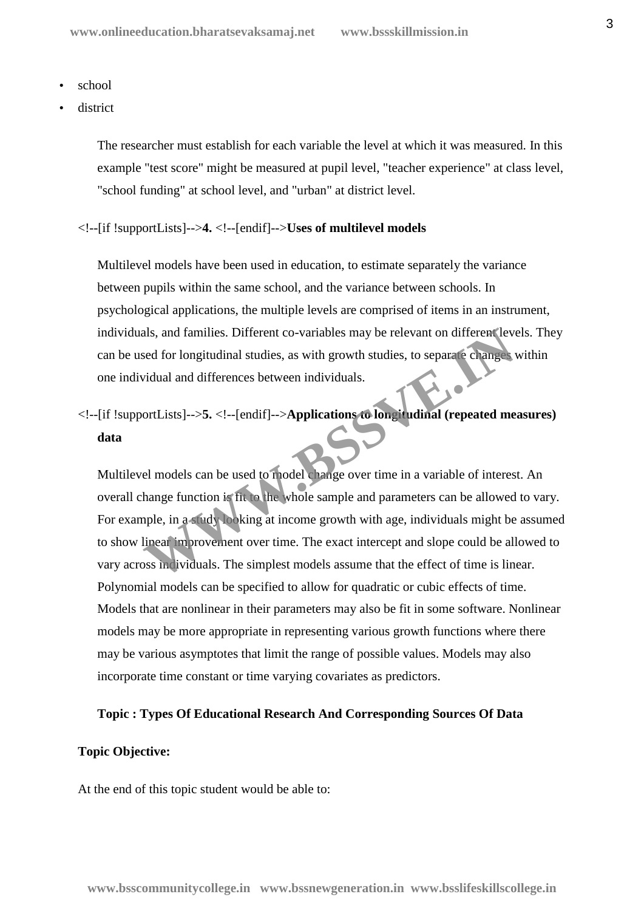- school
- district

The researcher must establish for each variable the level at which it was measured. In this example "test score" might be measured at pupil level, "teacher experience" at class level, "school funding" at school level, and "urban" at district level.

<!--[if !supportLists]-->**4.** <!--[endif]-->**Uses of multilevel models**

Multilevel models have been used in education, to estimate separately the variance between pupils within the same school, and the variance between schools. In psychological applications, the multiple levels are comprised of items in an instrument, individuals, and families. Different co-variables may be relevant on different levels. They can be used for longitudinal studies, as with growth studies, to separate changes within one individual and differences between individuals.

<!--[if !supportLists]-->**5.** <!--[endif]-->**Applications to longitudinal (repeated measures) data**

Multilevel models can be used to model change over time in a variable of interest. An overall change function is fit to the whole sample and parameters can be allowed to vary. For example, in a study looking at income growth with age, individuals might be assumed to show linear improvement over time. The exact intercept and slope could be allowed to vary across individuals. The simplest models assume that the effect of time is linear. Polynomial models can be specified to allow for quadratic or cubic effects of time. Models that are nonlinear in their parameters may also be fit in some software. Nonlinear models may be more appropriate in representing various growth functions where there may be various asymptotes that limit the range of possible values. Models may also incorporate time constant or time varying covariates as predictors.

**Topic : Types Of Educational Research And Corresponding Sources Of Data**

**Topic Objective:**

At the end of this topic student would be able to: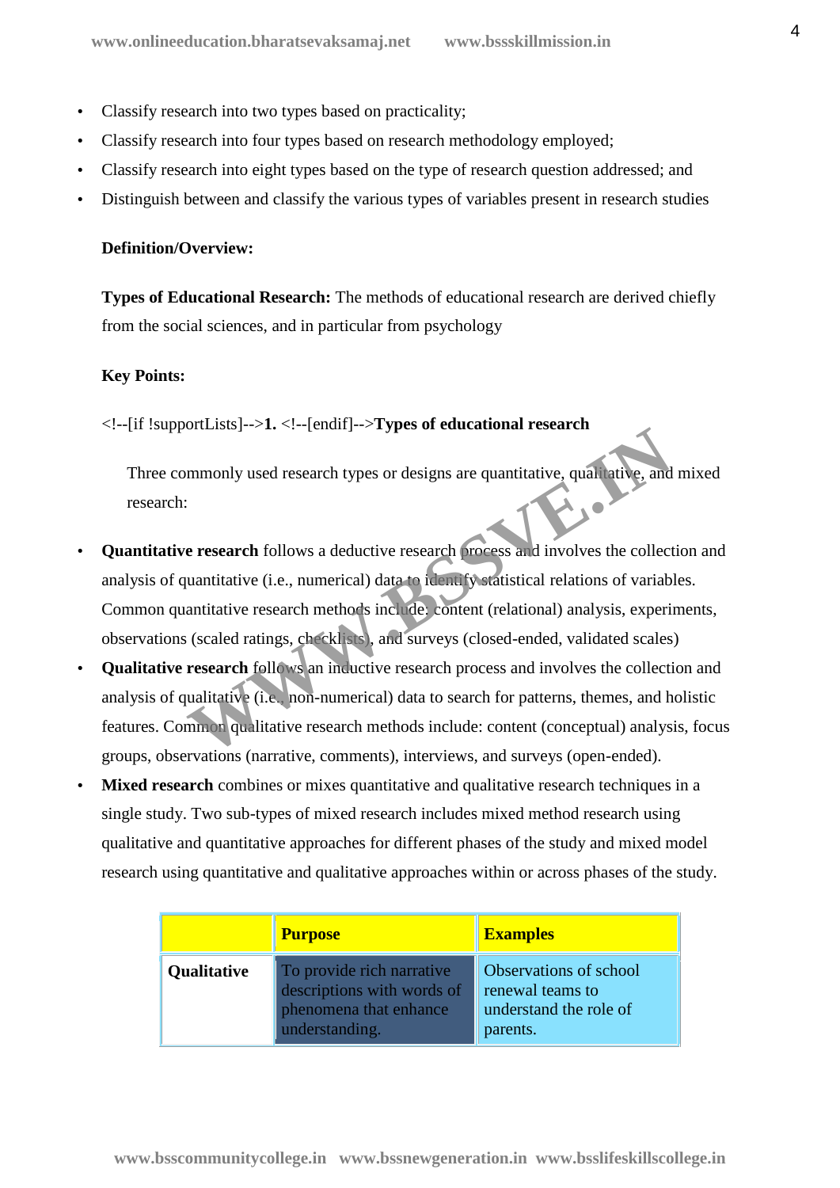- Classify research into two types based on practicality;
- Classify research into four types based on research methodology employed;
- Classify research into eight types based on the type of research question addressed; and
- Distinguish between and classify the various types of variables present in research studies

**Definition/Overview:**

**Types of Educational Research:** The methods of educational research are derived chiefly from the social sciences, and in particular from psychology

**Key Points:**

<!--[if !supportLists]-->**1.** <!--[endif]-->**Types of educational research**

Three commonly used research types or designs are quantitative, qualitative, and mixed research:

- **Quantitative research** follows a deductive research process and involves the collection and analysis of quantitative (i.e., numerical) data to identify statistical relations of variables. Common quantitative research methods include: content (relational) analysis, experiments, observations (scaled ratings, checklists), and surveys (closed-ended, validated scales)
- **Qualitative research** follows an inductive research process and involves the collection and analysis of qualitative (i.e., non-numerical) data to search for patterns, themes, and holistic features. Common qualitative research methods include: content (conceptual) analysis, focus groups, observations (narrative, comments), interviews, and surveys (open-ended).
- **Mixed research** combines or mixes quantitative and qualitative research techniques in a single study. Two sub-types of mixed research includes mixed method research using qualitative and quantitative approaches for different phases of the study and mixed model research using quantitative and qualitative approaches within or across phases of the study.

| | **Purpose** | **Examples** |
|---|---|---|
| **Qualitative** | To provide rich narrative descriptions with words of phenomena that enhance understanding. | Observations of school renewal teams to understand the role of parents. |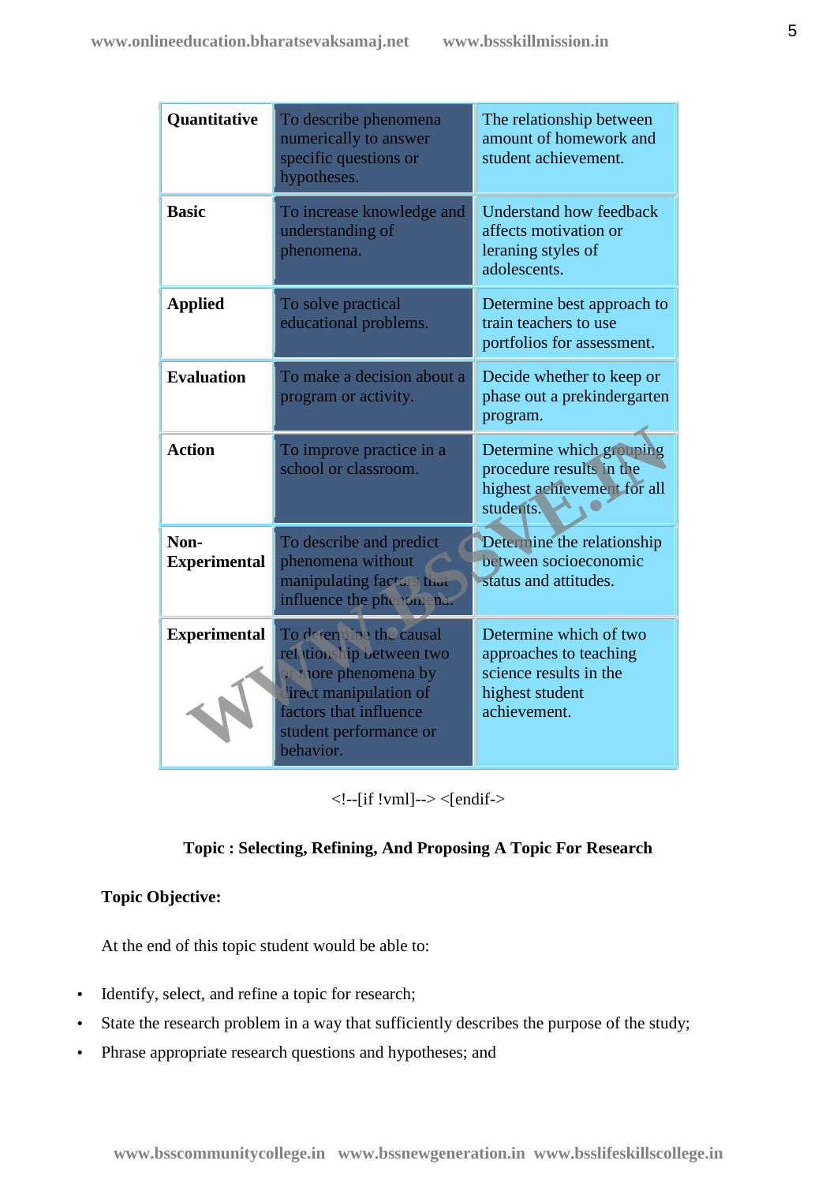| | | |
|---|---|---|
| **Quantitative** | To describe phenomena numerically to answer specific questions or hypotheses. | The relationship between amount of homework and student achievement. |
| **Basic** | To increase knowledge and understanding of phenomena. | Understand how feedback affects motivation or leraning styles of adolescents. |
| **Applied** | To solve practical educational problems. | Determine best approach to train teachers to use portfolios for assessment. |
| **Evaluation** | To make a decision about a program or activity. | Decide whether to keep or phase out a prekindergarten program. |
| **Action** | To improve practice in a school or classroom. | Determine which grouping procedure results in the highest achievement for all students. |
| **Non-Experimental** | To describe and predict phenomena without manipulating factors that influence the phenomena. | Determine the relationship between socioeconomic status and attitudes. |
| **Experimental** | To determine the causal relationship between two or more phenomena by direct manipulation of factors that influence student performance or behavior. | Determine which of two approaches to teaching science results in the highest student achievement. |

<!--[if !vml]--> <[endif->

**Topic : Selecting, Refining, And Proposing A Topic For Research**

**Topic Objective:**

At the end of this topic student would be able to:

- Identify, select, and refine a topic for research;
- State the research problem in a way that sufficiently describes the purpose of the study;
- Phrase appropriate research questions and hypotheses; and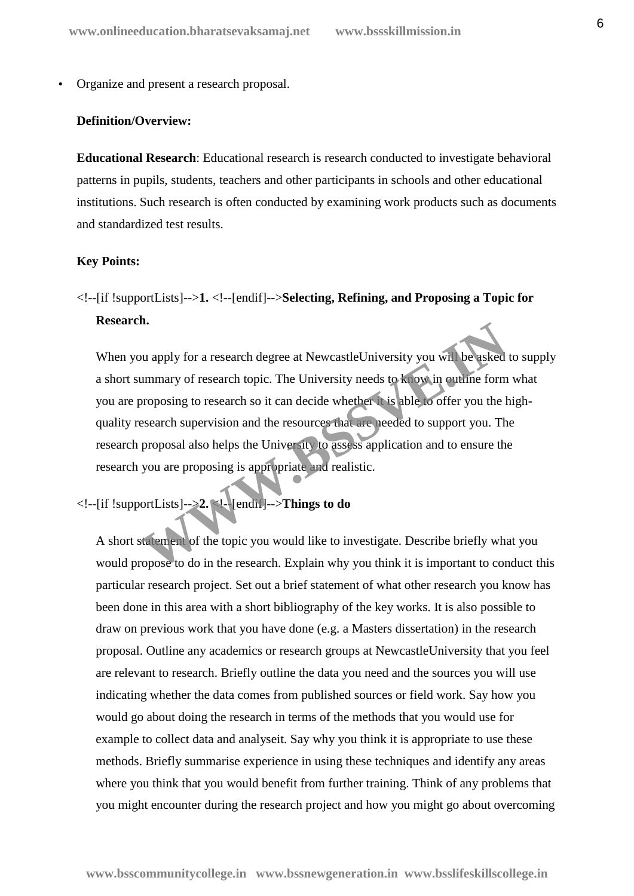- Organize and present a research proposal.

**Definition/Overview:**

**Educational Research**: Educational research is research conducted to investigate behavioral patterns in pupils, students, teachers and other participants in schools and other educational institutions. Such research is often conducted by examining work products such as documents and standardized test results.

**Key Points:**

<!--[if !supportLists]-->**1.** <!--[endif]-->**Selecting, Refining, and Proposing a Topic for Research.**

When you apply for a research degree at NewcastleUniversity you will be asked to supply a short summary of research topic. The University needs to know in outline form what you are proposing to research so it can decide whether it is able to offer you the high-quality research supervision and the resources that are needed to support you. The research proposal also helps the University to assess application and to ensure the research you are proposing is appropriate and realistic.

<!--[if !supportLists]-->**2.** <!--[endif]-->**Things to do**

A short statement of the topic you would like to investigate. Describe briefly what you would propose to do in the research. Explain why you think it is important to conduct this particular research project. Set out a brief statement of what other research you know has been done in this area with a short bibliography of the key works. It is also possible to draw on previous work that you have done (e.g. a Masters dissertation) in the research proposal. Outline any academics or research groups at NewcastleUniversity that you feel are relevant to research. Briefly outline the data you need and the sources you will use indicating whether the data comes from published sources or field work. Say how you would go about doing the research in terms of the methods that you would use for example to collect data and analyseit. Say why you think it is appropriate to use these methods. Briefly summarise experience in using these techniques and identify any areas where you think that you would benefit from further training. Think of any problems that you might encounter during the research project and how you might go about overcoming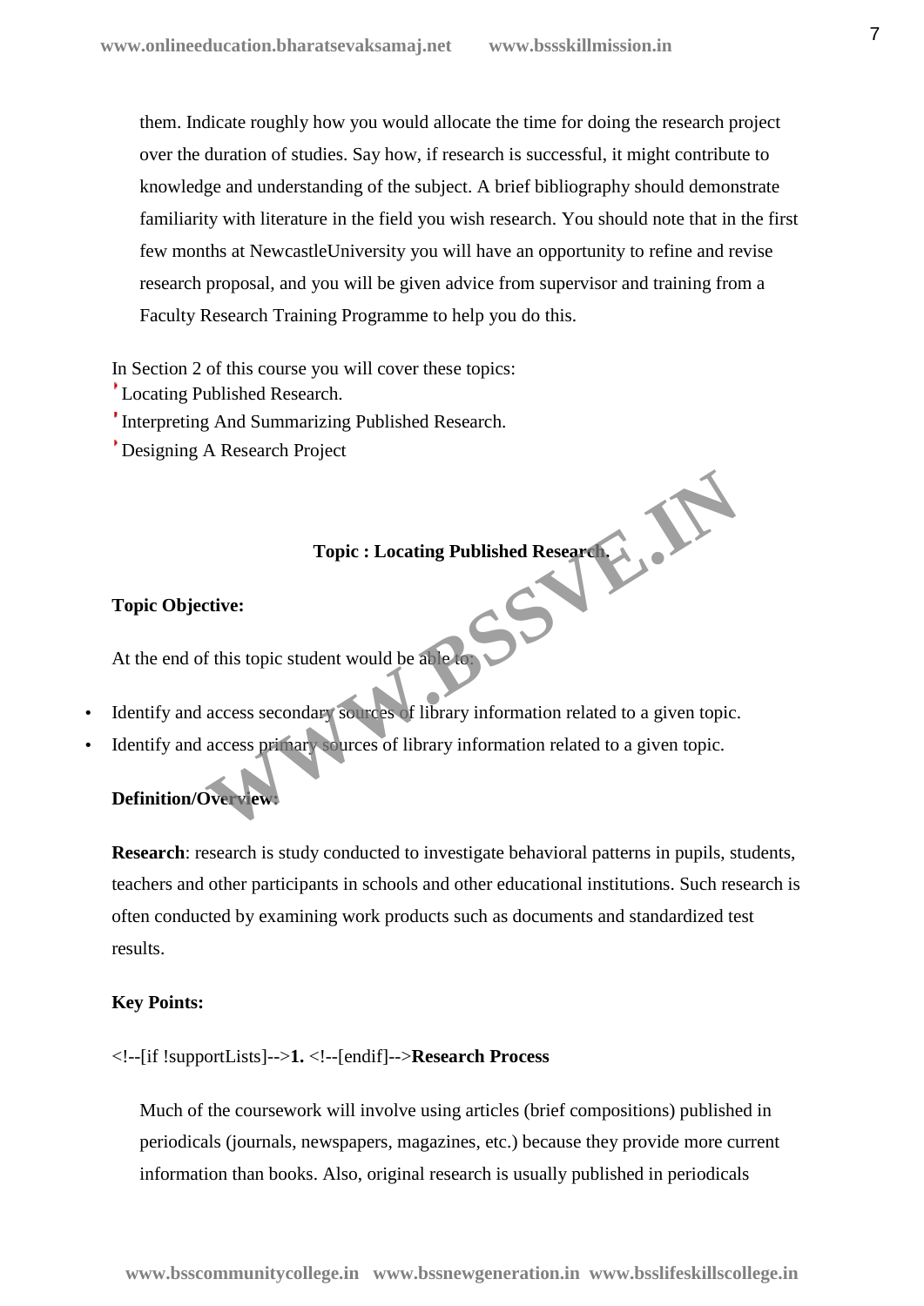them. Indicate roughly how you would allocate the time for doing the research project over the duration of studies. Say how, if research is successful, it might contribute to knowledge and understanding of the subject. A brief bibliography should demonstrate familiarity with literature in the field you wish research. You should note that in the first few months at NewcastleUniversity you will have an opportunity to refine and revise research proposal, and you will be given advice from supervisor and training from a Faculty Research Training Programme to help you do this.

In Section 2 of this course you will cover these topics:

- Locating Published Research.
- Interpreting And Summarizing Published Research.
- Designing A Research Project

**Topic : Locating Published Research.**

**Topic Objective:**

At the end of this topic student would be able to:

- Identify and access secondary sources of library information related to a given topic.
- Identify and access primary sources of library information related to a given topic.

**Definition/Overview:**

**Research**: research is study conducted to investigate behavioral patterns in pupils, students, teachers and other participants in schools and other educational institutions. Such research is often conducted by examining work products such as documents and standardized test results.

**Key Points:**

<!--[if !supportLists]-->**1.** <!--[endif]-->**Research Process**

Much of the coursework will involve using articles (brief compositions) published in periodicals (journals, newspapers, magazines, etc.) because they provide more current information than books. Also, original research is usually published in periodicals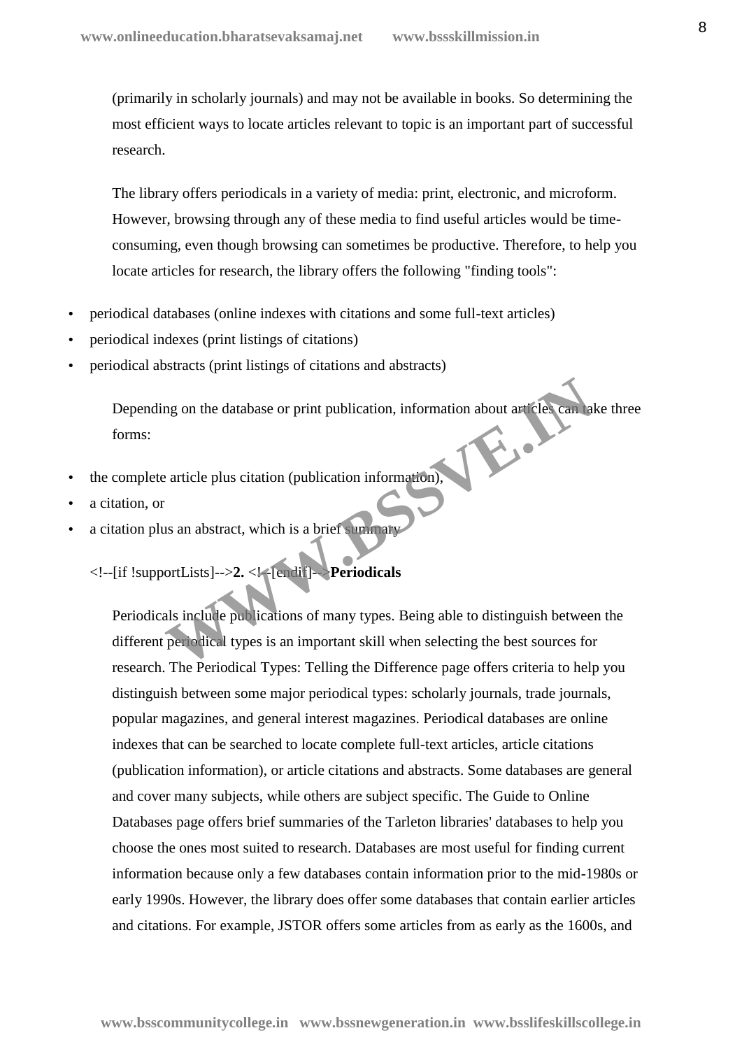(primarily in scholarly journals) and may not be available in books. So determining the most efficient ways to locate articles relevant to topic is an important part of successful research.

The library offers periodicals in a variety of media: print, electronic, and microform. However, browsing through any of these media to find useful articles would be time-consuming, even though browsing can sometimes be productive. Therefore, to help you locate articles for research, the library offers the following "finding tools":

- periodical databases (online indexes with citations and some full-text articles)
- periodical indexes (print listings of citations)
- periodical abstracts (print listings of citations and abstracts)

Depending on the database or print publication, information about articles can take three forms:

- the complete article plus citation (publication information),
- a citation, or
- a citation plus an abstract, which is a brief summary

<!--[if !supportLists]-->**2.** <!--[endif]-->**Periodicals**

Periodicals include publications of many types. Being able to distinguish between the different periodical types is an important skill when selecting the best sources for research. The Periodical Types: Telling the Difference page offers criteria to help you distinguish between some major periodical types: scholarly journals, trade journals, popular magazines, and general interest magazines. Periodical databases are online indexes that can be searched to locate complete full-text articles, article citations (publication information), or article citations and abstracts. Some databases are general and cover many subjects, while others are subject specific. The Guide to Online Databases page offers brief summaries of the Tarleton libraries' databases to help you choose the ones most suited to research. Databases are most useful for finding current information because only a few databases contain information prior to the mid-1980s or early 1990s. However, the library does offer some databases that contain earlier articles and citations. For example, JSTOR offers some articles from as early as the 1600s, and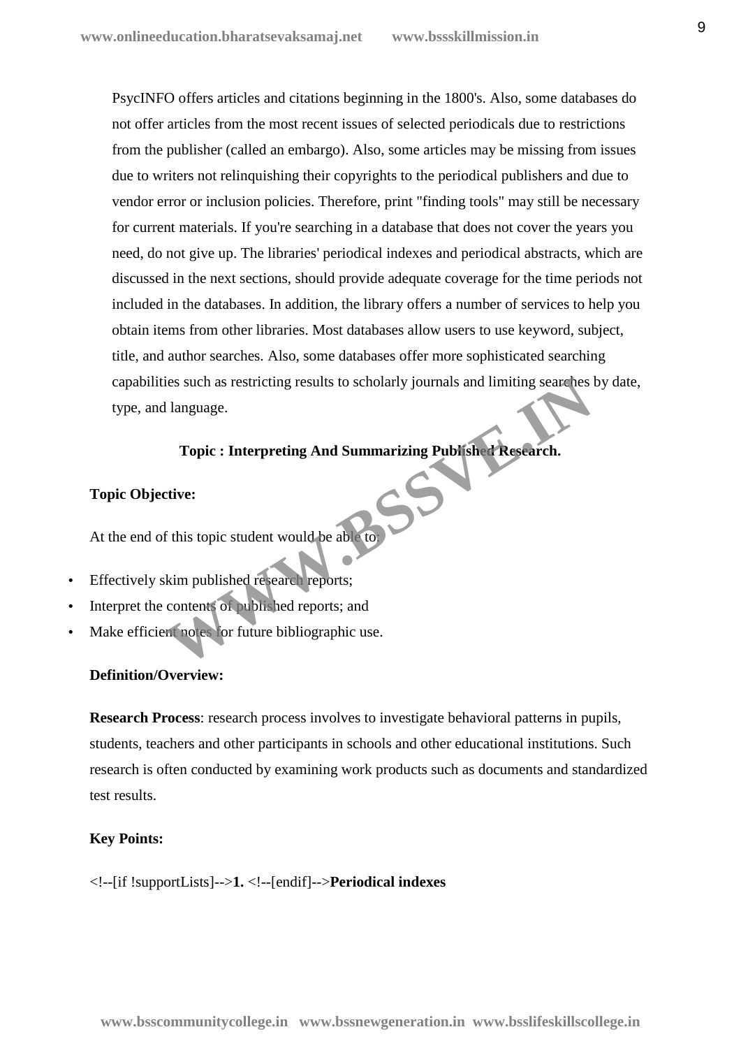PsycINFO offers articles and citations beginning in the 1800's. Also, some databases do not offer articles from the most recent issues of selected periodicals due to restrictions from the publisher (called an embargo). Also, some articles may be missing from issues due to writers not relinquishing their copyrights to the periodical publishers and due to vendor error or inclusion policies. Therefore, print "finding tools" may still be necessary for current materials. If you're searching in a database that does not cover the years you need, do not give up. The libraries' periodical indexes and periodical abstracts, which are discussed in the next sections, should provide adequate coverage for the time periods not included in the databases. In addition, the library offers a number of services to help you obtain items from other libraries. Most databases allow users to use keyword, subject, title, and author searches. Also, some databases offer more sophisticated searching capabilities such as restricting results to scholarly journals and limiting searches by date, type, and language.

**Topic : Interpreting And Summarizing Published Research.**

**Topic Objective:**

At the end of this topic student would be able to:

- Effectively skim published research reports;
- Interpret the contents of published reports; and
- Make efficient notes for future bibliographic use.

**Definition/Overview:**

**Research Process**: research process involves to investigate behavioral patterns in pupils, students, teachers and other participants in schools and other educational institutions. Such research is often conducted by examining work products such as documents and standardized test results.

**Key Points:**

<!--[if !supportLists]-->**1.** <!--[endif]-->**Periodical indexes**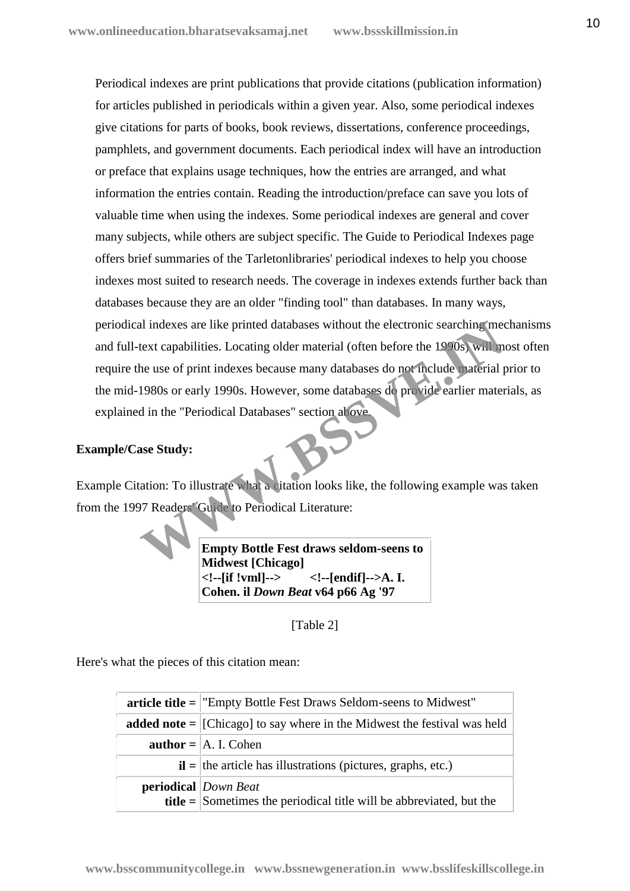Periodical indexes are print publications that provide citations (publication information) for articles published in periodicals within a given year. Also, some periodical indexes give citations for parts of books, book reviews, dissertations, conference proceedings, pamphlets, and government documents. Each periodical index will have an introduction or preface that explains usage techniques, how the entries are arranged, and what information the entries contain. Reading the introduction/preface can save you lots of valuable time when using the indexes. Some periodical indexes are general and cover many subjects, while others are subject specific. The Guide to Periodical Indexes page offers brief summaries of the Tarletonlibraries' periodical indexes to help you choose indexes most suited to research needs. The coverage in indexes extends further back than databases because they are an older "finding tool" than databases. In many ways, periodical indexes are like printed databases without the electronic searching mechanisms and full-text capabilities. Locating older material (often before the 1990s) will most often require the use of print indexes because many databases do not include material prior to the mid-1980s or early 1990s. However, some databases do provide earlier materials, as explained in the "Periodical Databases" section above.

**Example/Case Study:**

Example Citation: To illustrate what a citation looks like, the following example was taken from the 1997 Readers' Guide to Periodical Literature:

| **Empty Bottle Fest draws seldom-seens to Midwest [Chicago] <!--[if !vml]--> <!--[endif]-->A. I. Cohen. il *Down Beat* v64 p66 Ag '97** |
|---|

[Table 2]

Here's what the pieces of this citation mean:

| | |
|---|---|
| **article title =** | "Empty Bottle Fest Draws Seldom-seens to Midwest" |
| **added note =** | [Chicago] to say where in the Midwest the festival was held |
| **author =** | A. I. Cohen |
| **il =** | the article has illustrations (pictures, graphs, etc.) |
| **periodical title =** | *Down Beat* Sometimes the periodical title will be abbreviated, but the |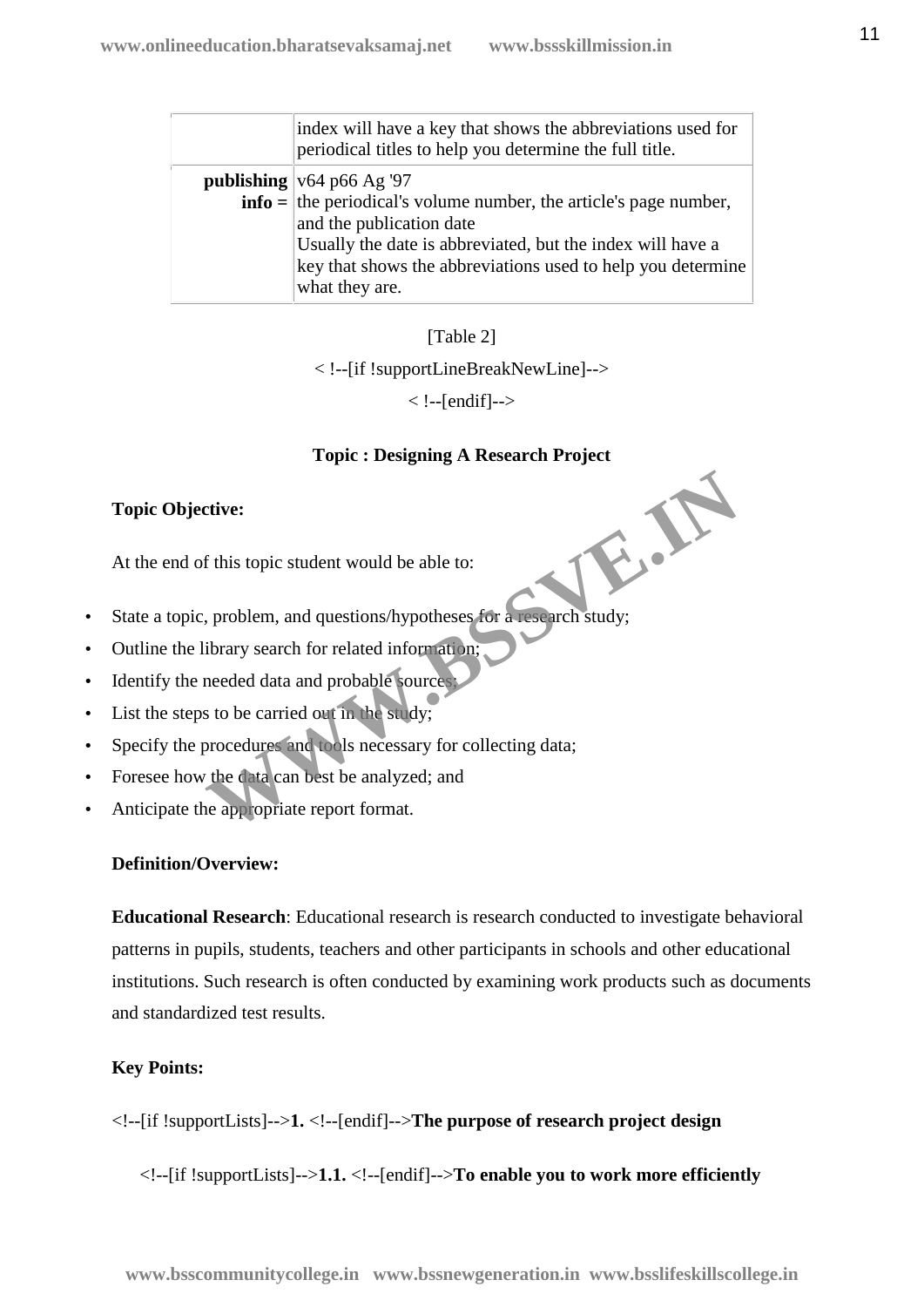| | |
|---|---|
| | index will have a key that shows the abbreviations used for periodical titles to help you determine the full title. |
| **publishing info =** | v64 p66 Ag '97<br>the periodical's volume number, the article's page number, and the publication date<br>Usually the date is abbreviated, but the index will have a key that shows the abbreviations used to help you determine what they are. |

[Table 2]

< !--[if !supportLineBreakNewLine]-->

< !--[endif]-->

**Topic : Designing A Research Project**

**Topic Objective:**

At the end of this topic student would be able to:

- State a topic, problem, and questions/hypotheses for a research study;
- Outline the library search for related information;
- Identify the needed data and probable sources;
- List the steps to be carried out in the study;
- Specify the procedures and tools necessary for collecting data;
- Foresee how the data can best be analyzed; and
- Anticipate the appropriate report format.

**Definition/Overview:**

**Educational Research**: Educational research is research conducted to investigate behavioral patterns in pupils, students, teachers and other participants in schools and other educational institutions. Such research is often conducted by examining work products such as documents and standardized test results.

**Key Points:**

<!--[if !supportLists]-->**1.** <!--[endif]-->**The purpose of research project design**

<!--[if !supportLists]-->**1.1.** <!--[endif]-->**To enable you to work more efficiently**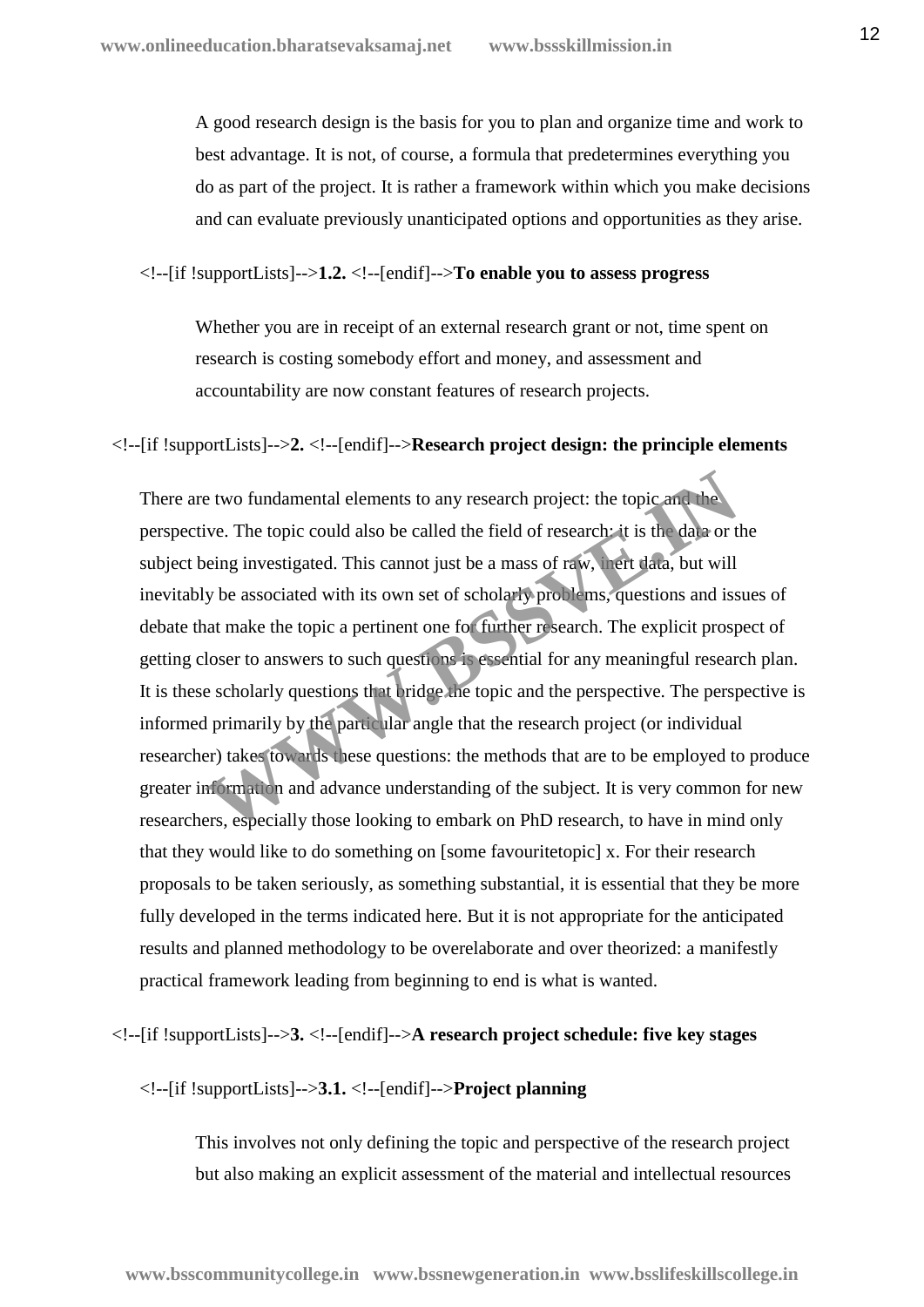A good research design is the basis for you to plan and organize time and work to best advantage. It is not, of course, a formula that predetermines everything you do as part of the project. It is rather a framework within which you make decisions and can evaluate previously unanticipated options and opportunities as they arise.

<!--[if !supportLists]-->**1.2.** <!--[endif]-->**To enable you to assess progress**

Whether you are in receipt of an external research grant or not, time spent on research is costing somebody effort and money, and assessment and accountability are now constant features of research projects.

<!--[if !supportLists]-->**2.** <!--[endif]-->**Research project design: the principle elements**

There are two fundamental elements to any research project: the topic and the perspective. The topic could also be called the field of research: it is the data or the subject being investigated. This cannot just be a mass of raw, inert data, but will inevitably be associated with its own set of scholarly problems, questions and issues of debate that make the topic a pertinent one for further research. The explicit prospect of getting closer to answers to such questions is essential for any meaningful research plan. It is these scholarly questions that bridge the topic and the perspective. The perspective is informed primarily by the particular angle that the research project (or individual researcher) takes towards these questions: the methods that are to be employed to produce greater information and advance understanding of the subject. It is very common for new researchers, especially those looking to embark on PhD research, to have in mind only that they would like to do something on [some favouritetopic] x. For their research proposals to be taken seriously, as something substantial, it is essential that they be more fully developed in the terms indicated here. But it is not appropriate for the anticipated results and planned methodology to be overelaborate and over theorized: a manifestly practical framework leading from beginning to end is what is wanted.

<!--[if !supportLists]-->**3.** <!--[endif]-->**A research project schedule: five key stages**

<!--[if !supportLists]-->**3.1.** <!--[endif]-->**Project planning**

This involves not only defining the topic and perspective of the research project but also making an explicit assessment of the material and intellectual resources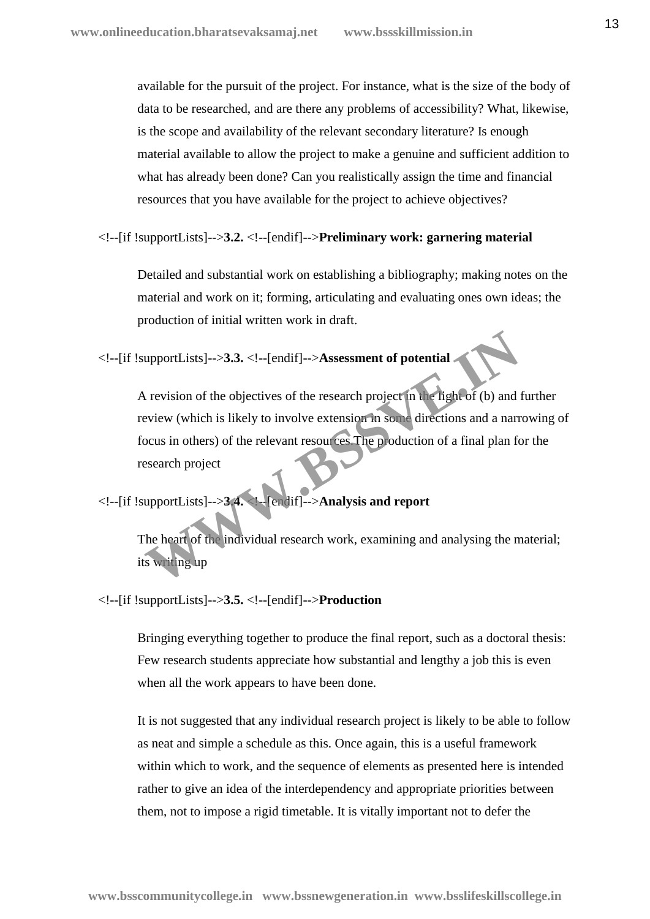available for the pursuit of the project. For instance, what is the size of the body of data to be researched, and are there any problems of accessibility? What, likewise, is the scope and availability of the relevant secondary literature? Is enough material available to allow the project to make a genuine and sufficient addition to what has already been done? Can you realistically assign the time and financial resources that you have available for the project to achieve objectives?

<!--[if !supportLists]-->**3.2.** <!--[endif]-->**Preliminary work: garnering material**

Detailed and substantial work on establishing a bibliography; making notes on the material and work on it; forming, articulating and evaluating ones own ideas; the production of initial written work in draft.

<!--[if !supportLists]-->**3.3.** <!--[endif]-->**Assessment of potential**

A revision of the objectives of the research project in the light of (b) and further review (which is likely to involve extension in some directions and a narrowing of focus in others) of the relevant resources.The production of a final plan for the research project

<!--[if !supportLists]-->**3.4.** <!--[endif]-->**Analysis and report**

The heart of the individual research work, examining and analysing the material; its writing up

<!--[if !supportLists]-->**3.5.** <!--[endif]-->**Production**

Bringing everything together to produce the final report, such as a doctoral thesis: Few research students appreciate how substantial and lengthy a job this is even when all the work appears to have been done.

It is not suggested that any individual research project is likely to be able to follow as neat and simple a schedule as this. Once again, this is a useful framework within which to work, and the sequence of elements as presented here is intended rather to give an idea of the interdependency and appropriate priorities between them, not to impose a rigid timetable. It is vitally important not to defer the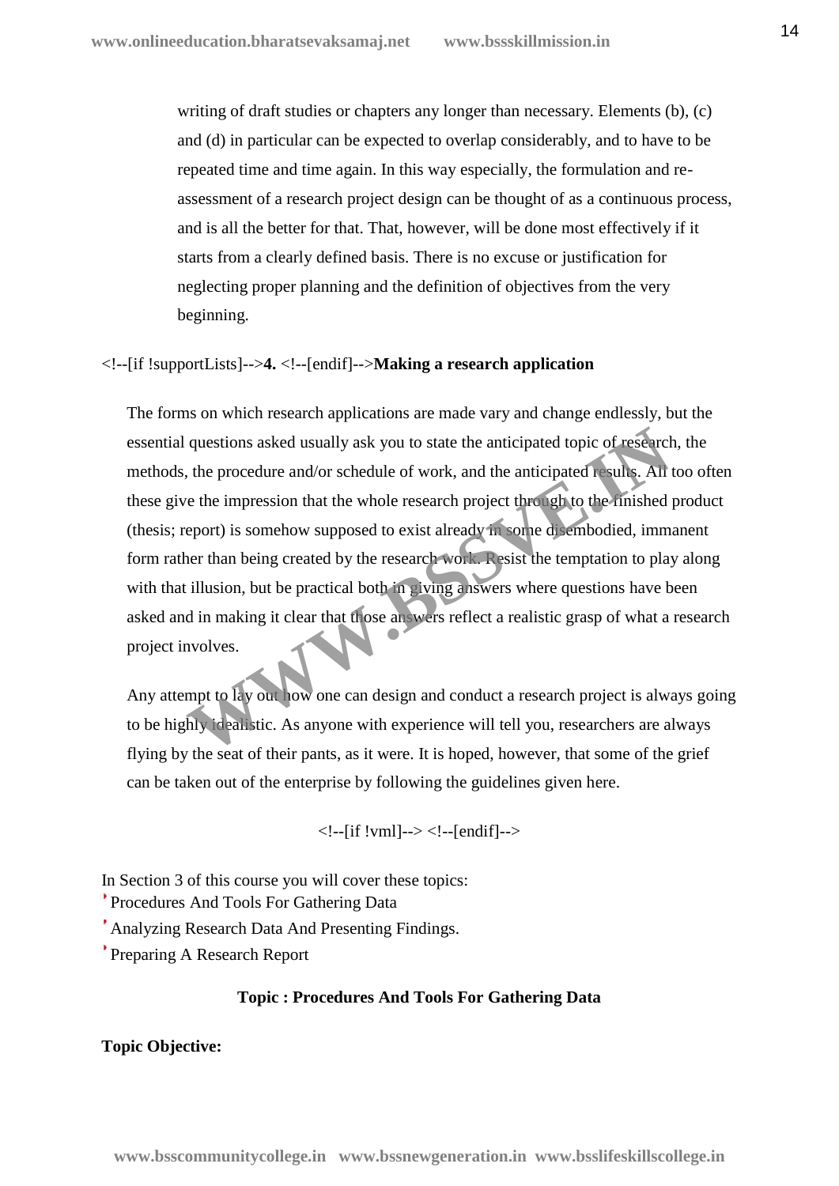writing of draft studies or chapters any longer than necessary. Elements (b), (c) and (d) in particular can be expected to overlap considerably, and to have to be repeated time and time again. In this way especially, the formulation and re-assessment of a research project design can be thought of as a continuous process, and is all the better for that. That, however, will be done most effectively if it starts from a clearly defined basis. There is no excuse or justification for neglecting proper planning and the definition of objectives from the very beginning.

<!--[if !supportLists]-->**4.** <!--[endif]-->**Making a research application**

The forms on which research applications are made vary and change endlessly, but the essential questions asked usually ask you to state the anticipated topic of research, the methods, the procedure and/or schedule of work, and the anticipated results. All too often these give the impression that the whole research project through to the finished product (thesis; report) is somehow supposed to exist already in some disembodied, immanent form rather than being created by the research work. Resist the temptation to play along with that illusion, but be practical both in giving answers where questions have been asked and in making it clear that those answers reflect a realistic grasp of what a research project involves.

Any attempt to lay out how one can design and conduct a research project is always going to be highly idealistic. As anyone with experience will tell you, researchers are always flying by the seat of their pants, as it were. It is hoped, however, that some of the grief can be taken out of the enterprise by following the guidelines given here.

<!--[if !vml]--> <!--[endif]-->

In Section 3 of this course you will cover these topics:

- Procedures And Tools For Gathering Data
- Analyzing Research Data And Presenting Findings.
- Preparing A Research Report

**Topic : Procedures And Tools For Gathering Data**

**Topic Objective:**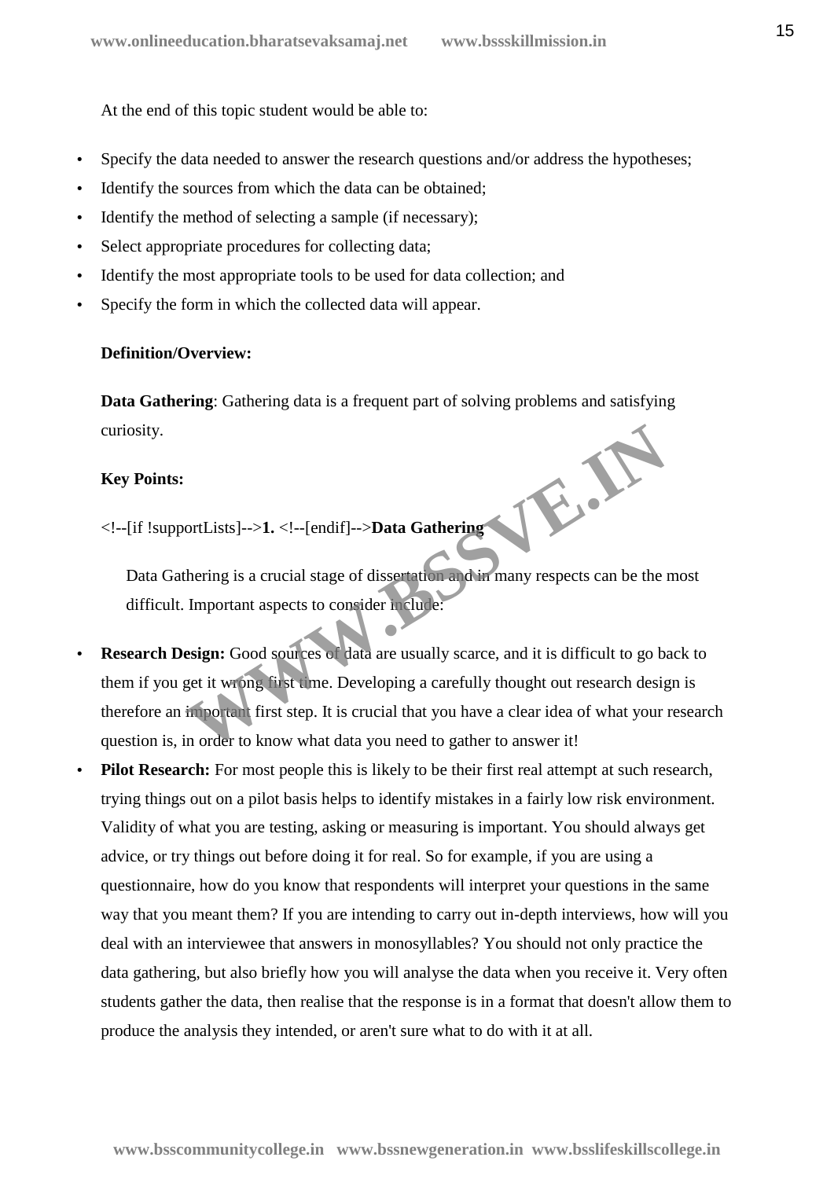At the end of this topic student would be able to:

- Specify the data needed to answer the research questions and/or address the hypotheses;
- Identify the sources from which the data can be obtained;
- Identify the method of selecting a sample (if necessary);
- Select appropriate procedures for collecting data;
- Identify the most appropriate tools to be used for data collection; and
- Specify the form in which the collected data will appear.

**Definition/Overview:**

**Data Gathering**: Gathering data is a frequent part of solving problems and satisfying curiosity.

**Key Points:**

<!--[if !supportLists]-->**1.** <!--[endif]-->**Data Gathering**

Data Gathering is a crucial stage of dissertation and in many respects can be the most difficult. Important aspects to consider include:

- **Research Design:** Good sources of data are usually scarce, and it is difficult to go back to them if you get it wrong first time. Developing a carefully thought out research design is therefore an important first step. It is crucial that you have a clear idea of what your research question is, in order to know what data you need to gather to answer it!
- **Pilot Research:** For most people this is likely to be their first real attempt at such research, trying things out on a pilot basis helps to identify mistakes in a fairly low risk environment. Validity of what you are testing, asking or measuring is important. You should always get advice, or try things out before doing it for real. So for example, if you are using a questionnaire, how do you know that respondents will interpret your questions in the same way that you meant them? If you are intending to carry out in-depth interviews, how will you deal with an interviewee that answers in monosyllables? You should not only practice the data gathering, but also briefly how you will analyse the data when you receive it. Very often students gather the data, then realise that the response is in a format that doesn't allow them to produce the analysis they intended, or aren't sure what to do with it at all.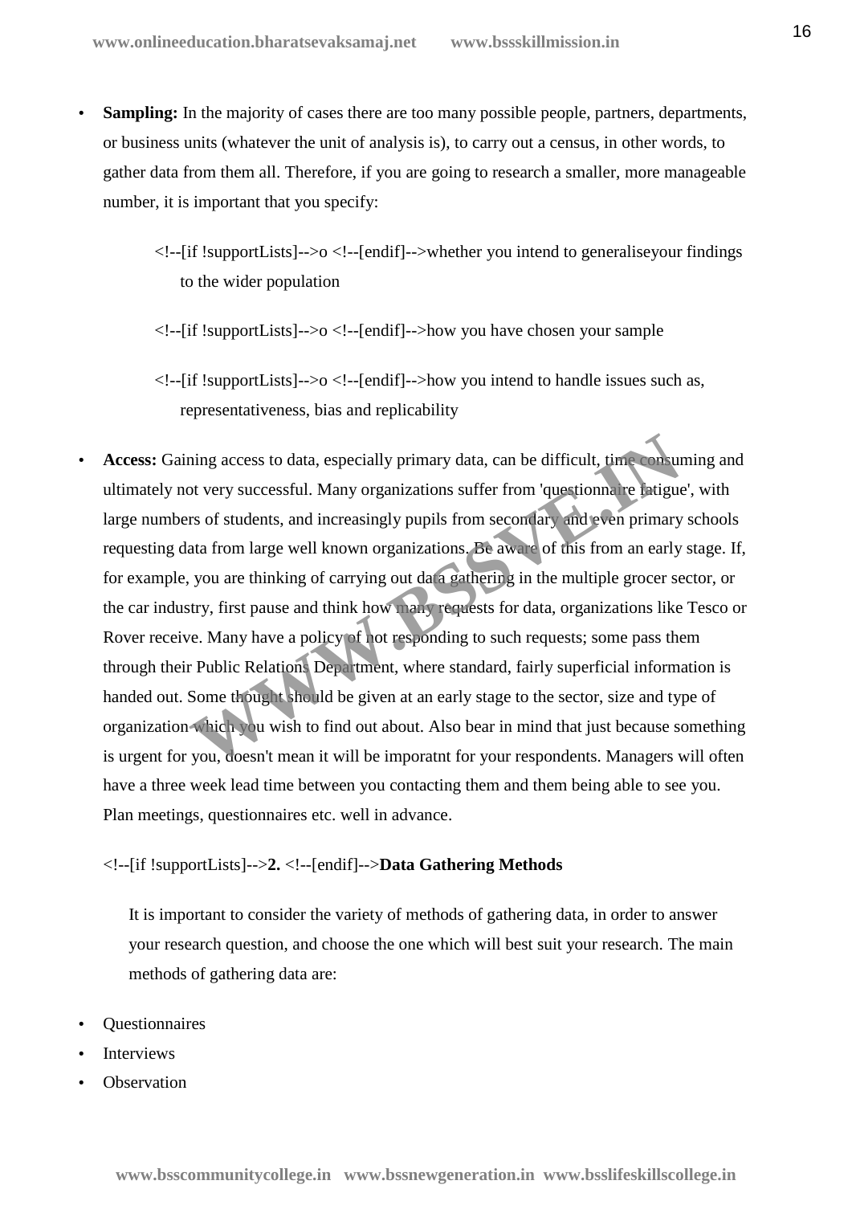- **Sampling:** In the majority of cases there are too many possible people, partners, departments, or business units (whatever the unit of analysis is), to carry out a census, in other words, to gather data from them all. Therefore, if you are going to research a smaller, more manageable number, it is important that you specify:

    <!--[if !supportLists]-->o <!--[endif]-->whether you intend to generaliseyour findings to the wider population

    <!--[if !supportLists]-->o <!--[endif]-->how you have chosen your sample

    <!--[if !supportLists]-->o <!--[endif]-->how you intend to handle issues such as, representativeness, bias and replicability

- **Access:** Gaining access to data, especially primary data, can be difficult, time consuming and ultimately not very successful. Many organizations suffer from 'questionnaire fatigue', with large numbers of students, and increasingly pupils from secondary and even primary schools requesting data from large well known organizations. Be aware of this from an early stage. If, for example, you are thinking of carrying out data gathering in the multiple grocer sector, or the car industry, first pause and think how many requests for data, organizations like Tesco or Rover receive. Many have a policy of not responding to such requests; some pass them through their Public Relations Department, where standard, fairly superficial information is handed out. Some thought should be given at an early stage to the sector, size and type of organization which you wish to find out about. Also bear in mind that just because something is urgent for you, doesn't mean it will be imporatnt for your respondents. Managers will often have a three week lead time between you contacting them and them being able to see you. Plan meetings, questionnaires etc. well in advance.

<!--[if !supportLists]-->**2.** <!--[endif]-->**Data Gathering Methods**

It is important to consider the variety of methods of gathering data, in order to answer your research question, and choose the one which will best suit your research. The main methods of gathering data are:

- Questionnaires
- Interviews
- Observation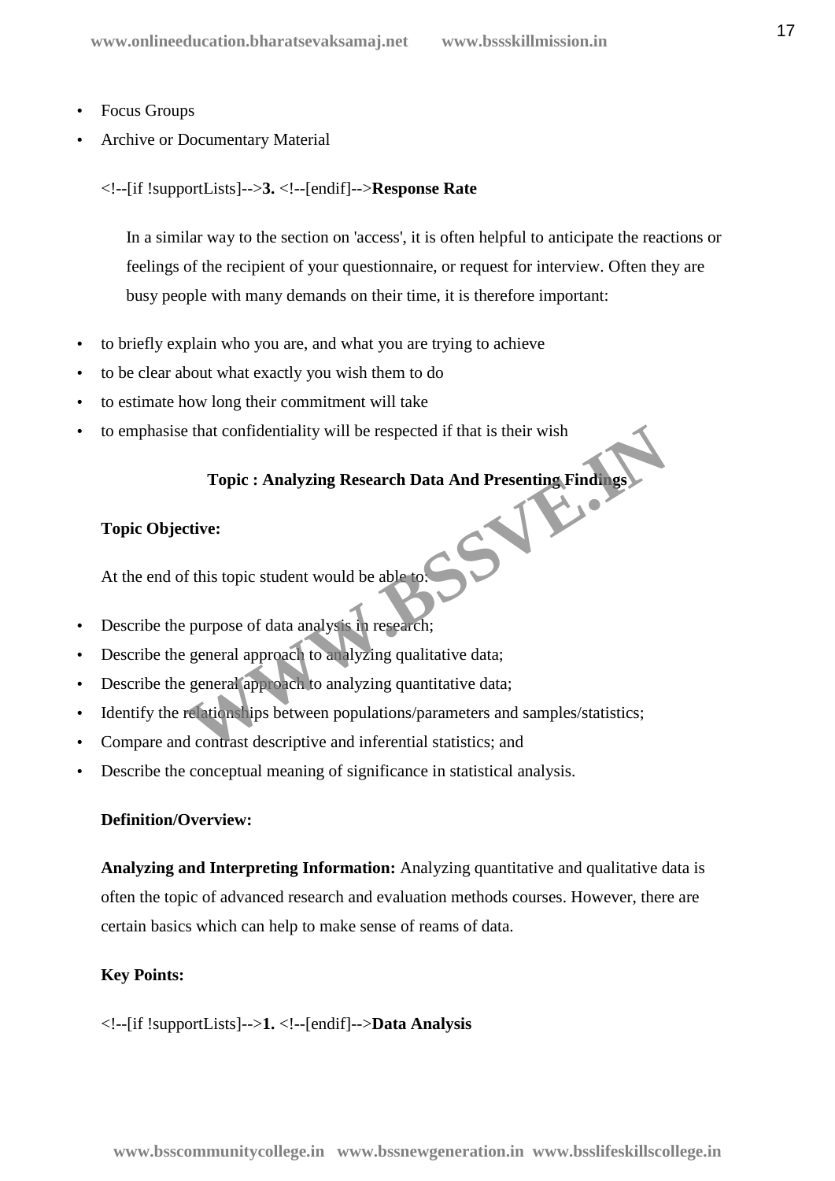- Focus Groups
- Archive or Documentary Material

<!--[if !supportLists]-->**3.** <!--[endif]-->**Response Rate**

In a similar way to the section on 'access', it is often helpful to anticipate the reactions or feelings of the recipient of your questionnaire, or request for interview. Often they are busy people with many demands on their time, it is therefore important:

- to briefly explain who you are, and what you are trying to achieve
- to be clear about what exactly you wish them to do
- to estimate how long their commitment will take
- to emphasise that confidentiality will be respected if that is their wish

## Topic : Analyzing Research Data And Presenting Findings

**Topic Objective:**

At the end of this topic student would be able to:

- Describe the purpose of data analysis in research;
- Describe the general approach to analyzing qualitative data;
- Describe the general approach to analyzing quantitative data;
- Identify the relationships between populations/parameters and samples/statistics;
- Compare and contrast descriptive and inferential statistics; and
- Describe the conceptual meaning of significance in statistical analysis.

**Definition/Overview:**

**Analyzing and Interpreting Information:** Analyzing quantitative and qualitative data is often the topic of advanced research and evaluation methods courses. However, there are certain basics which can help to make sense of reams of data.

**Key Points:**

<!--[if !supportLists]-->**1.** <!--[endif]-->**Data Analysis**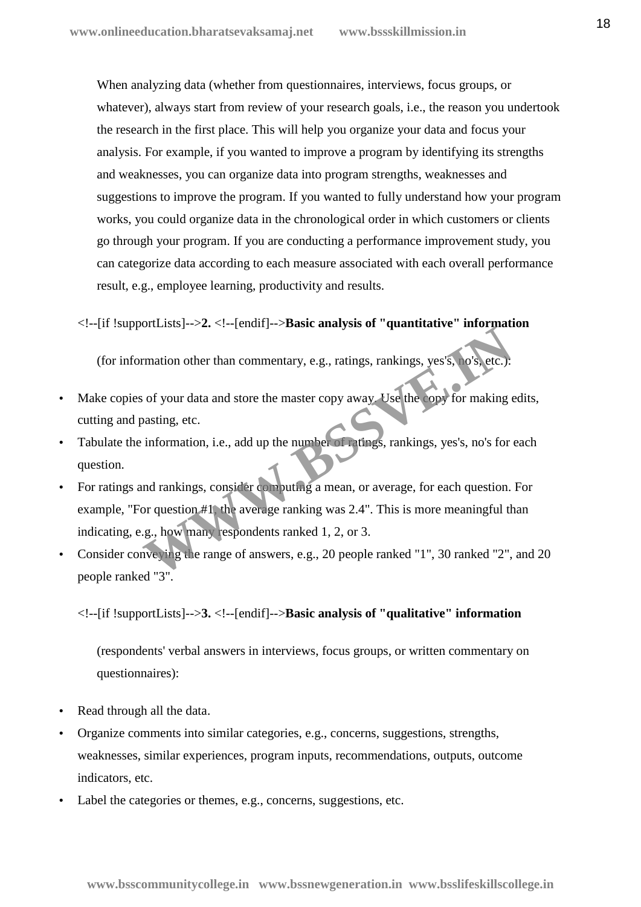When analyzing data (whether from questionnaires, interviews, focus groups, or whatever), always start from review of your research goals, i.e., the reason you undertook the research in the first place. This will help you organize your data and focus your analysis. For example, if you wanted to improve a program by identifying its strengths and weaknesses, you can organize data into program strengths, weaknesses and suggestions to improve the program. If you wanted to fully understand how your program works, you could organize data in the chronological order in which customers or clients go through your program. If you are conducting a performance improvement study, you can categorize data according to each measure associated with each overall performance result, e.g., employee learning, productivity and results.

<!--[if !supportLists]-->**2.** <!--[endif]-->**Basic analysis of "quantitative" information**

(for information other than commentary, e.g., ratings, rankings, yes's, no's, etc.):

- Make copies of your data and store the master copy away. Use the copy for making edits, cutting and pasting, etc.
- Tabulate the information, i.e., add up the number of ratings, rankings, yes's, no's for each question.
- For ratings and rankings, consider computing a mean, or average, for each question. For example, "For question #1, the average ranking was 2.4". This is more meaningful than indicating, e.g., how many respondents ranked 1, 2, or 3.
- Consider conveying the range of answers, e.g., 20 people ranked "1", 30 ranked "2", and 20 people ranked "3".

<!--[if !supportLists]-->**3.** <!--[endif]-->**Basic analysis of "qualitative" information**

(respondents' verbal answers in interviews, focus groups, or written commentary on questionnaires):

- Read through all the data.
- Organize comments into similar categories, e.g., concerns, suggestions, strengths, weaknesses, similar experiences, program inputs, recommendations, outputs, outcome indicators, etc.
- Label the categories or themes, e.g., concerns, suggestions, etc.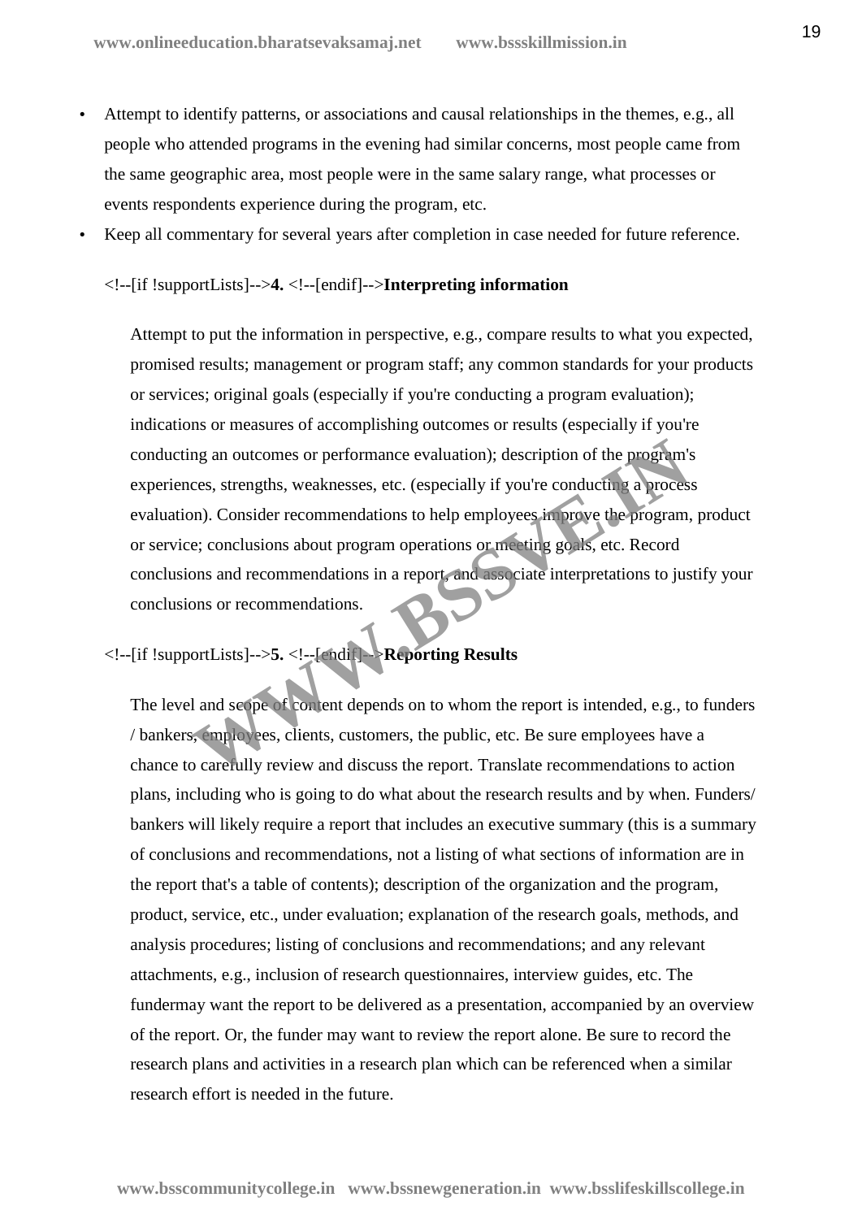- Attempt to identify patterns, or associations and causal relationships in the themes, e.g., all people who attended programs in the evening had similar concerns, most people came from the same geographic area, most people were in the same salary range, what processes or events respondents experience during the program, etc.
- Keep all commentary for several years after completion in case needed for future reference.

<!--[if !supportLists]-->**4.** <!--[endif]-->**Interpreting information**

Attempt to put the information in perspective, e.g., compare results to what you expected, promised results; management or program staff; any common standards for your products or services; original goals (especially if you're conducting a program evaluation); indications or measures of accomplishing outcomes or results (especially if you're conducting an outcomes or performance evaluation); description of the program's experiences, strengths, weaknesses, etc. (especially if you're conducting a process evaluation). Consider recommendations to help employees improve the program, product or service; conclusions about program operations or meeting goals, etc. Record conclusions and recommendations in a report, and associate interpretations to justify your conclusions or recommendations.

<!--[if !supportLists]-->**5.** <!--[endif]-->**Reporting Results**

The level and scope of content depends on to whom the report is intended, e.g., to funders / bankers, employees, clients, customers, the public, etc. Be sure employees have a chance to carefully review and discuss the report. Translate recommendations to action plans, including who is going to do what about the research results and by when. Funders/ bankers will likely require a report that includes an executive summary (this is a summary of conclusions and recommendations, not a listing of what sections of information are in the report that's a table of contents); description of the organization and the program, product, service, etc., under evaluation; explanation of the research goals, methods, and analysis procedures; listing of conclusions and recommendations; and any relevant attachments, e.g., inclusion of research questionnaires, interview guides, etc. The fundermay want the report to be delivered as a presentation, accompanied by an overview of the report. Or, the funder may want to review the report alone. Be sure to record the research plans and activities in a research plan which can be referenced when a similar research effort is needed in the future.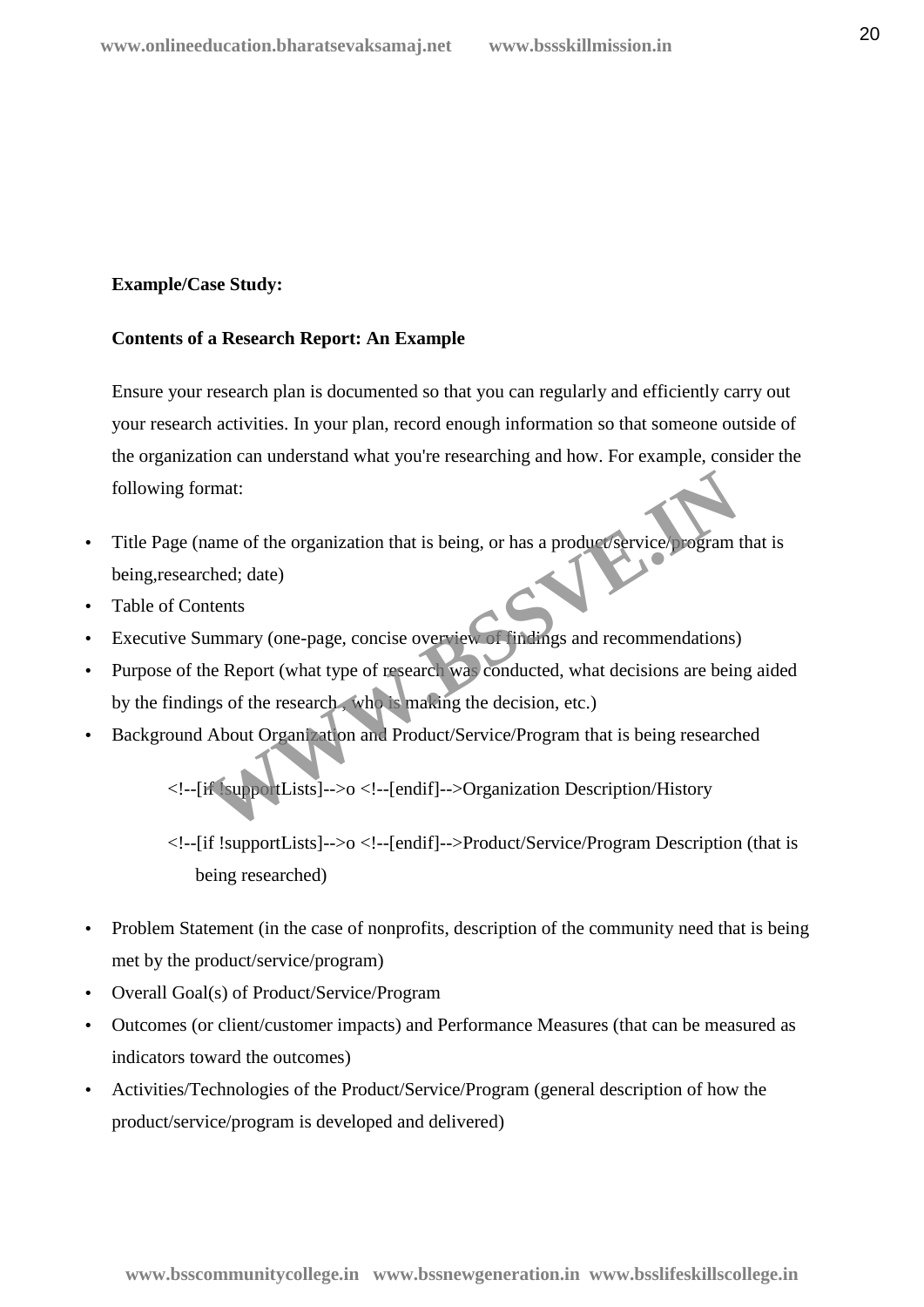**Example/Case Study:**

**Contents of a Research Report: An Example**

Ensure your research plan is documented so that you can regularly and efficiently carry out your research activities. In your plan, record enough information so that someone outside of the organization can understand what you're researching and how. For example, consider the following format:

- Title Page (name of the organization that is being, or has a product/service/program that is being,researched; date)
- Table of Contents
- Executive Summary (one-page, concise overview of findings and recommendations)
- Purpose of the Report (what type of research was conducted, what decisions are being aided by the findings of the research , who is making the decision, etc.)
- Background About Organization and Product/Service/Program that is being researched

    <!--[if !supportLists]-->o <!--[endif]-->Organization Description/History

    <!--[if !supportLists]-->o <!--[endif]-->Product/Service/Program Description (that is being researched)

- Problem Statement (in the case of nonprofits, description of the community need that is being met by the product/service/program)
- Overall Goal(s) of Product/Service/Program
- Outcomes (or client/customer impacts) and Performance Measures (that can be measured as indicators toward the outcomes)
- Activities/Technologies of the Product/Service/Program (general description of how the product/service/program is developed and delivered)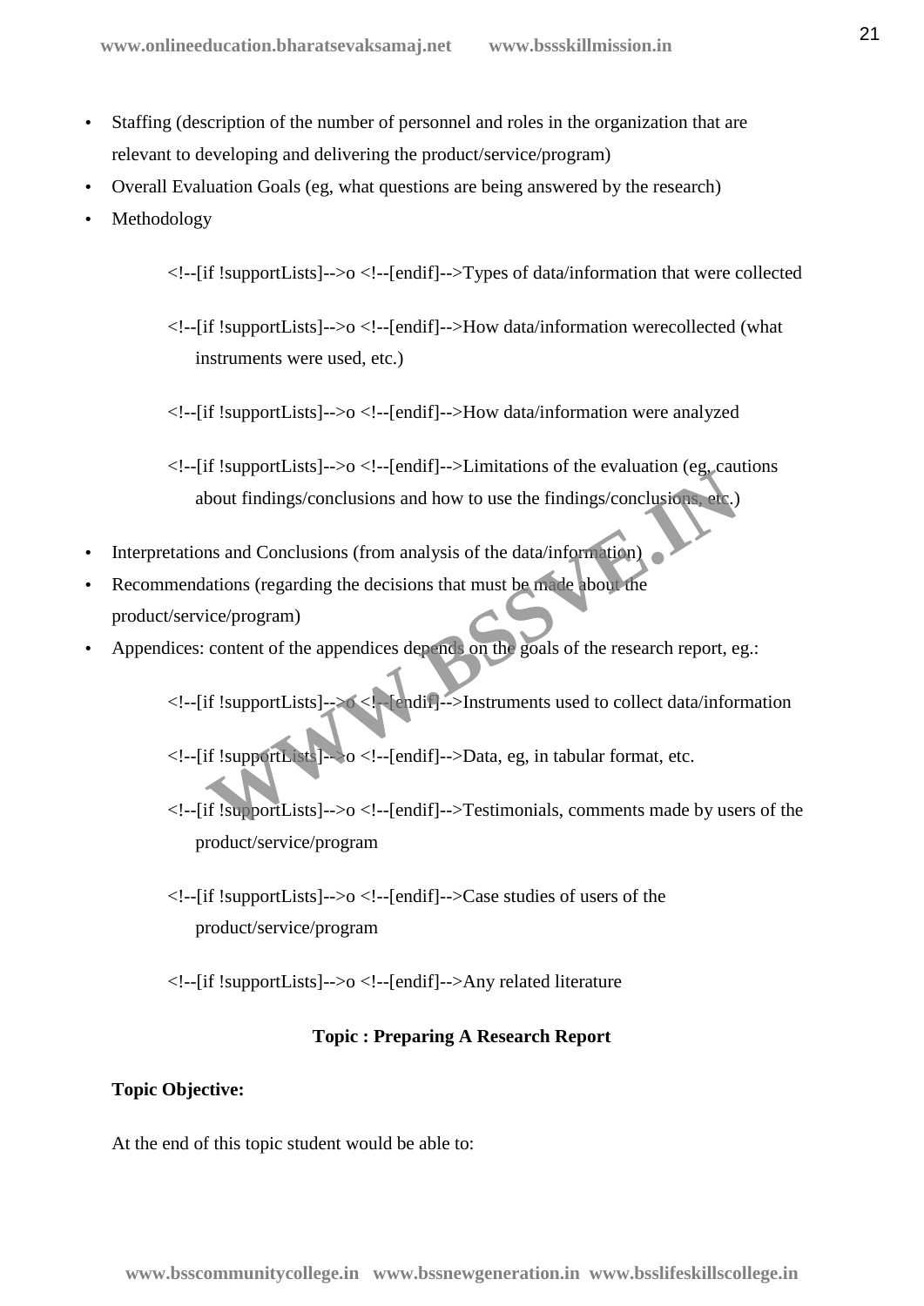- Staffing (description of the number of personnel and roles in the organization that are relevant to developing and delivering the product/service/program)
- Overall Evaluation Goals (eg, what questions are being answered by the research)
- Methodology

    <!--[if !supportLists]-->o <!--[endif]-->Types of data/information that were collected

    <!--[if !supportLists]-->o <!--[endif]-->How data/information werecollected (what instruments were used, etc.)

    <!--[if !supportLists]-->o <!--[endif]-->How data/information were analyzed

    <!--[if !supportLists]-->o <!--[endif]-->Limitations of the evaluation (eg, cautions about findings/conclusions and how to use the findings/conclusions, etc.)

- Interpretations and Conclusions (from analysis of the data/information)
- Recommendations (regarding the decisions that must be made about the product/service/program)
- Appendices: content of the appendices depends on the goals of the research report, eg.:

    <!--[if !supportLists]-->o <!--[endif]-->Instruments used to collect data/information

    <!--[if !supportLists]-->o <!--[endif]-->Data, eg, in tabular format, etc.

    <!--[if !supportLists]-->o <!--[endif]-->Testimonials, comments made by users of the product/service/program

    <!--[if !supportLists]-->o <!--[endif]-->Case studies of users of the product/service/program

    <!--[if !supportLists]-->o <!--[endif]-->Any related literature

**Topic : Preparing A Research Report**

**Topic Objective:**

At the end of this topic student would be able to: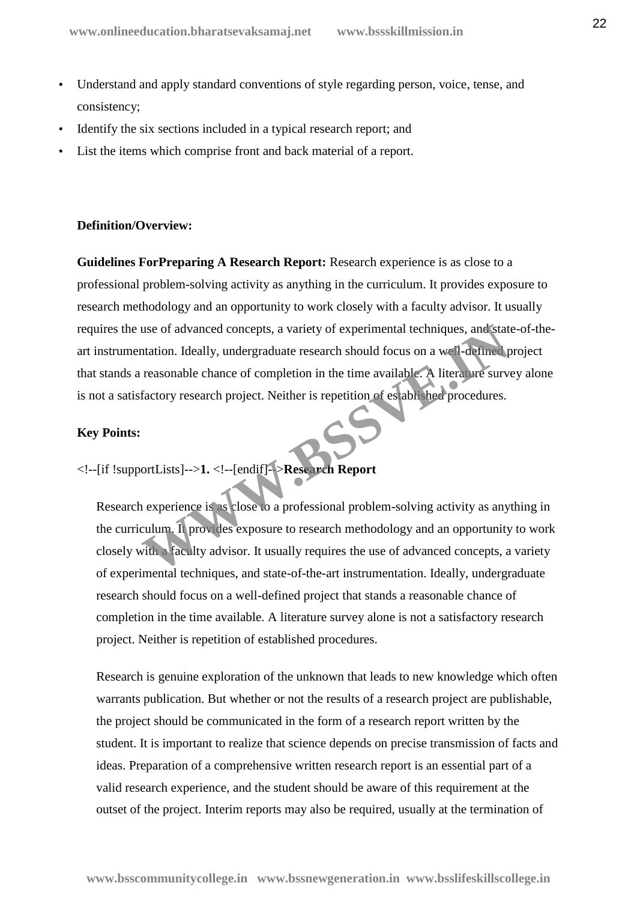- Understand and apply standard conventions of style regarding person, voice, tense, and consistency;
- Identify the six sections included in a typical research report; and
- List the items which comprise front and back material of a report.

**Definition/Overview:**

**Guidelines ForPreparing A Research Report:** Research experience is as close to a professional problem-solving activity as anything in the curriculum. It provides exposure to research methodology and an opportunity to work closely with a faculty advisor. It usually requires the use of advanced concepts, a variety of experimental techniques, and state-of-the-art instrumentation. Ideally, undergraduate research should focus on a well-defined project that stands a reasonable chance of completion in the time available. A literature survey alone is not a satisfactory research project. Neither is repetition of established procedures.

**Key Points:**

<!--[if !supportLists]-->**1.** <!--[endif]-->**Research Report**

Research experience is as close to a professional problem-solving activity as anything in the curriculum. It provides exposure to research methodology and an opportunity to work closely with a faculty advisor. It usually requires the use of advanced concepts, a variety of experimental techniques, and state-of-the-art instrumentation. Ideally, undergraduate research should focus on a well-defined project that stands a reasonable chance of completion in the time available. A literature survey alone is not a satisfactory research project. Neither is repetition of established procedures.

Research is genuine exploration of the unknown that leads to new knowledge which often warrants publication. But whether or not the results of a research project are publishable, the project should be communicated in the form of a research report written by the student. It is important to realize that science depends on precise transmission of facts and ideas. Preparation of a comprehensive written research report is an essential part of a valid research experience, and the student should be aware of this requirement at the outset of the project. Interim reports may also be required, usually at the termination of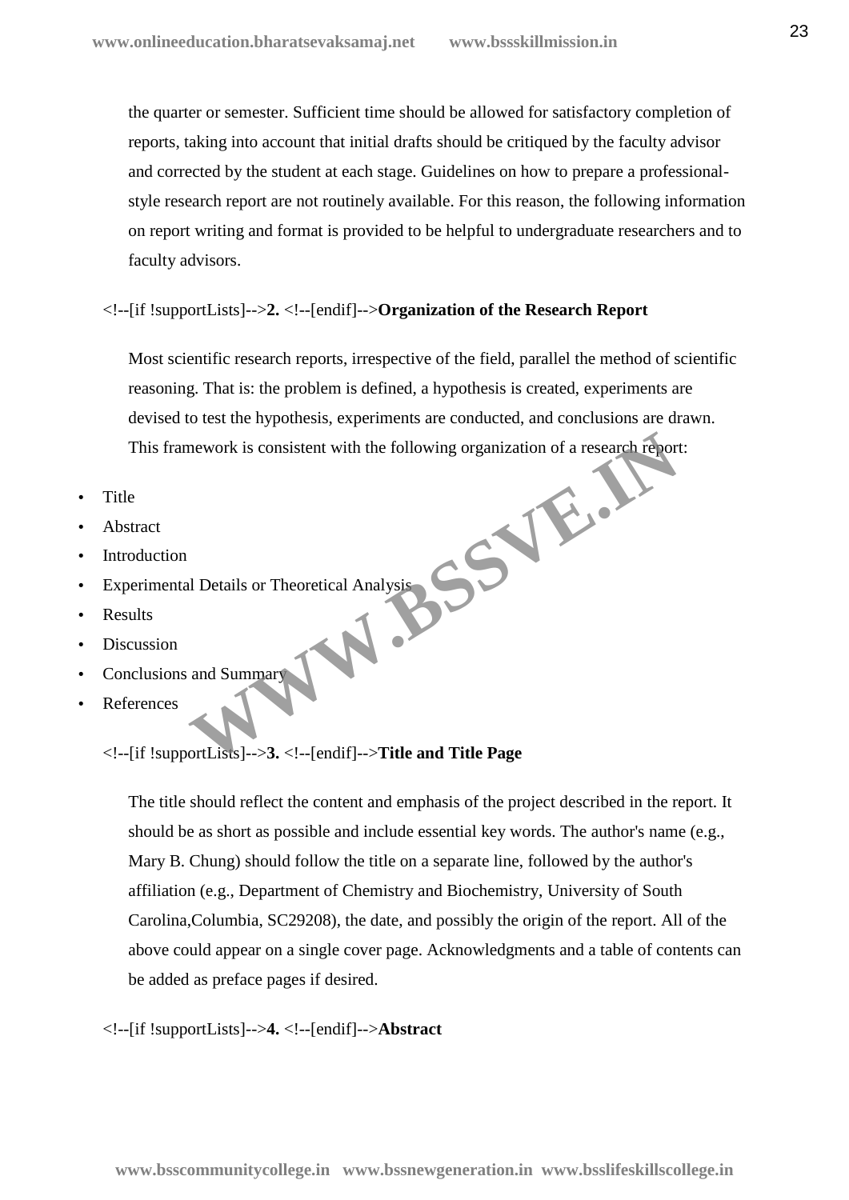the quarter or semester. Sufficient time should be allowed for satisfactory completion of reports, taking into account that initial drafts should be critiqued by the faculty advisor and corrected by the student at each stage. Guidelines on how to prepare a professional-style research report are not routinely available. For this reason, the following information on report writing and format is provided to be helpful to undergraduate researchers and to faculty advisors.

<!--[if !supportLists]-->**2.** <!--[endif]-->**Organization of the Research Report**

Most scientific research reports, irrespective of the field, parallel the method of scientific reasoning. That is: the problem is defined, a hypothesis is created, experiments are devised to test the hypothesis, experiments are conducted, and conclusions are drawn. This framework is consistent with the following organization of a research report:

- Title
- Abstract
- Introduction
- Experimental Details or Theoretical Analysis
- Results
- Discussion
- Conclusions and Summary
- References

<!--[if !supportLists]-->**3.** <!--[endif]-->**Title and Title Page**

The title should reflect the content and emphasis of the project described in the report. It should be as short as possible and include essential key words. The author's name (e.g., Mary B. Chung) should follow the title on a separate line, followed by the author's affiliation (e.g., Department of Chemistry and Biochemistry, University of South Carolina,Columbia, SC29208), the date, and possibly the origin of the report. All of the above could appear on a single cover page. Acknowledgments and a table of contents can be added as preface pages if desired.

<!--[if !supportLists]-->**4.** <!--[endif]-->**Abstract**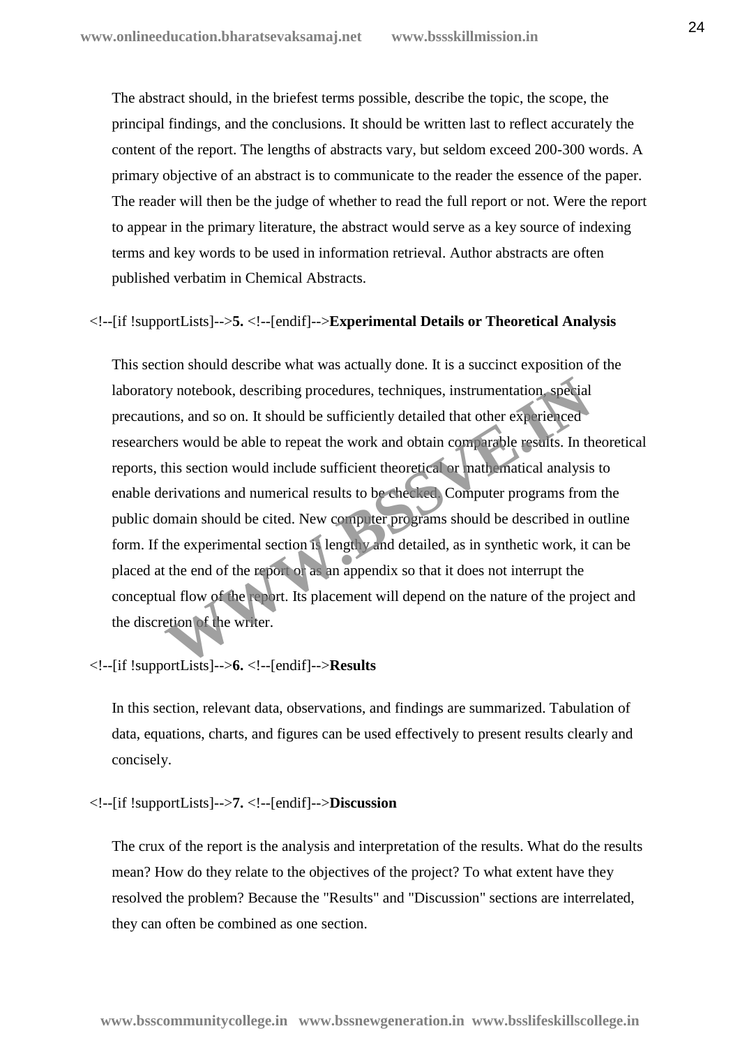The abstract should, in the briefest terms possible, describe the topic, the scope, the principal findings, and the conclusions. It should be written last to reflect accurately the content of the report. The lengths of abstracts vary, but seldom exceed 200-300 words. A primary objective of an abstract is to communicate to the reader the essence of the paper. The reader will then be the judge of whether to read the full report or not. Were the report to appear in the primary literature, the abstract would serve as a key source of indexing terms and key words to be used in information retrieval. Author abstracts are often published verbatim in Chemical Abstracts.

<!--[if !supportLists]-->**5.** <!--[endif]-->**Experimental Details or Theoretical Analysis**

This section should describe what was actually done. It is a succinct exposition of the laboratory notebook, describing procedures, techniques, instrumentation, special precautions, and so on. It should be sufficiently detailed that other experienced researchers would be able to repeat the work and obtain comparable results. In theoretical reports, this section would include sufficient theoretical or mathematical analysis to enable derivations and numerical results to be checked. Computer programs from the public domain should be cited. New computer programs should be described in outline form. If the experimental section is lengthy and detailed, as in synthetic work, it can be placed at the end of the report or as an appendix so that it does not interrupt the conceptual flow of the report. Its placement will depend on the nature of the project and the discretion of the writer.

<!--[if !supportLists]-->**6.** <!--[endif]-->**Results**

In this section, relevant data, observations, and findings are summarized. Tabulation of data, equations, charts, and figures can be used effectively to present results clearly and concisely.

<!--[if !supportLists]-->**7.** <!--[endif]-->**Discussion**

The crux of the report is the analysis and interpretation of the results. What do the results mean? How do they relate to the objectives of the project? To what extent have they resolved the problem? Because the "Results" and "Discussion" sections are interrelated, they can often be combined as one section.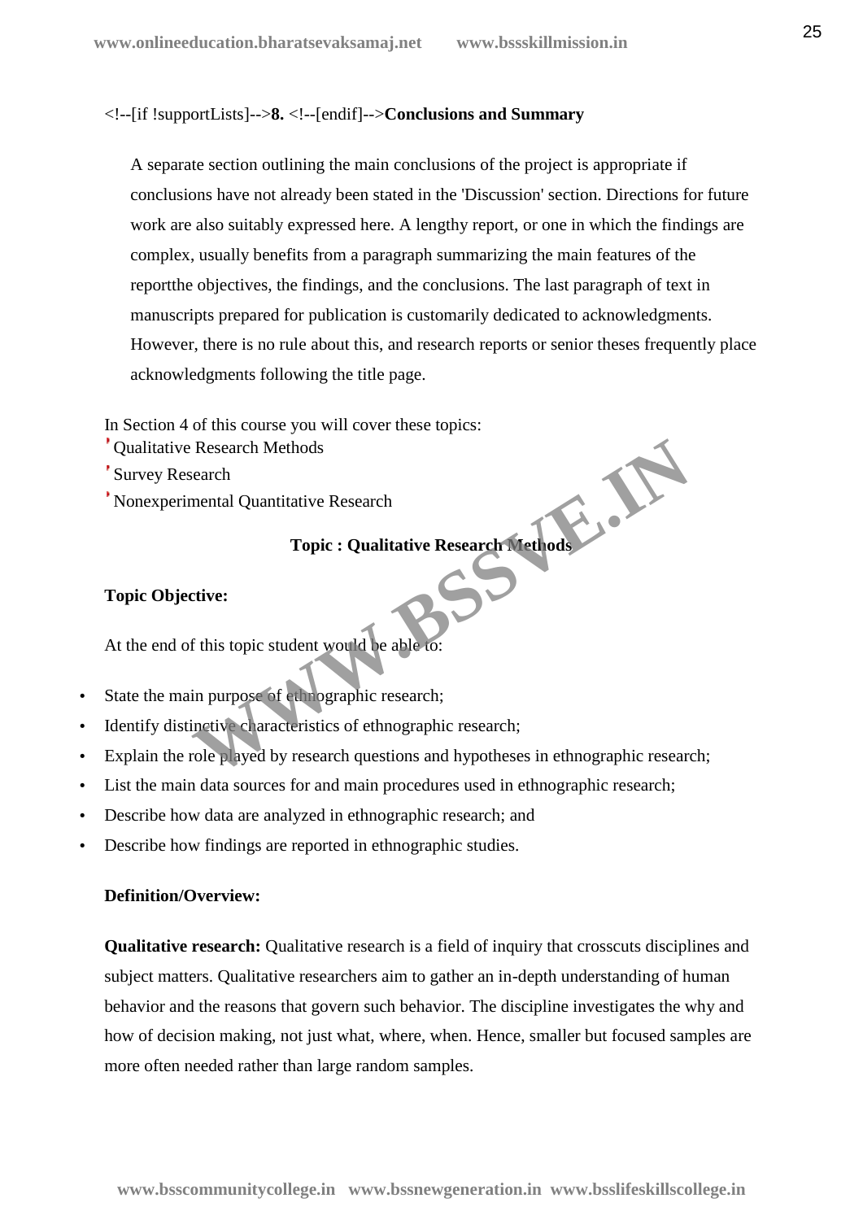<!--[if !supportLists]-->**8.** <!--[endif]-->**Conclusions and Summary**

A separate section outlining the main conclusions of the project is appropriate if conclusions have not already been stated in the 'Discussion' section. Directions for future work are also suitably expressed here. A lengthy report, or one in which the findings are complex, usually benefits from a paragraph summarizing the main features of the reportthe objectives, the findings, and the conclusions. The last paragraph of text in manuscripts prepared for publication is customarily dedicated to acknowledgments. However, there is no rule about this, and research reports or senior theses frequently place acknowledgments following the title page.

In Section 4 of this course you will cover these topics:
- Qualitative Research Methods
- Survey Research
- Nonexperimental Quantitative Research

**Topic : Qualitative Research Methods**

**Topic Objective:**

At the end of this topic student would be able to:

- State the main purpose of ethnographic research;
- Identify distinctive characteristics of ethnographic research;
- Explain the role played by research questions and hypotheses in ethnographic research;
- List the main data sources for and main procedures used in ethnographic research;
- Describe how data are analyzed in ethnographic research; and
- Describe how findings are reported in ethnographic studies.

**Definition/Overview:**

**Qualitative research:** Qualitative research is a field of inquiry that crosscuts disciplines and subject matters. Qualitative researchers aim to gather an in-depth understanding of human behavior and the reasons that govern such behavior. The discipline investigates the why and how of decision making, not just what, where, when. Hence, smaller but focused samples are more often needed rather than large random samples.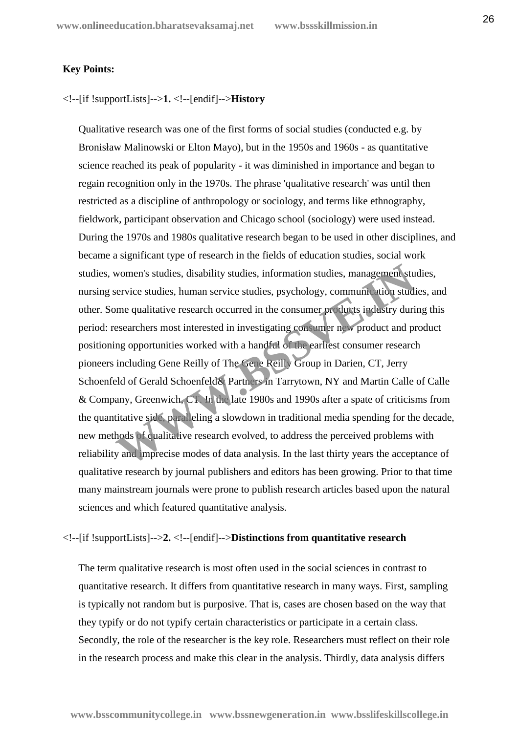**Key Points:**

<!--[if !supportLists]-->**1.** <!--[endif]-->**History**

Qualitative research was one of the first forms of social studies (conducted e.g. by Bronisław Malinowski or Elton Mayo), but in the 1950s and 1960s - as quantitative science reached its peak of popularity - it was diminished in importance and began to regain recognition only in the 1970s. The phrase 'qualitative research' was until then restricted as a discipline of anthropology or sociology, and terms like ethnography, fieldwork, participant observation and Chicago school (sociology) were used instead. During the 1970s and 1980s qualitative research began to be used in other disciplines, and became a significant type of research in the fields of education studies, social work studies, women's studies, disability studies, information studies, management studies, nursing service studies, human service studies, psychology, communication studies, and other. Some qualitative research occurred in the consumer products industry during this period: researchers most interested in investigating consumer new product and product positioning opportunities worked with a handful of the earliest consumer research pioneers including Gene Reilly of The Gene Reilly Group in Darien, CT, Jerry Schoenfeld of Gerald Schoenfeld& Partners in Tarrytown, NY and Martin Calle of Calle & Company, Greenwich, CT. In the late 1980s and 1990s after a spate of criticisms from the quantitative side, paralleling a slowdown in traditional media spending for the decade, new methods of qualitative research evolved, to address the perceived problems with reliability and imprecise modes of data analysis. In the last thirty years the acceptance of qualitative research by journal publishers and editors has been growing. Prior to that time many mainstream journals were prone to publish research articles based upon the natural sciences and which featured quantitative analysis.

<!--[if !supportLists]-->**2.** <!--[endif]-->**Distinctions from quantitative research**

The term qualitative research is most often used in the social sciences in contrast to quantitative research. It differs from quantitative research in many ways. First, sampling is typically not random but is purposive. That is, cases are chosen based on the way that they typify or do not typify certain characteristics or participate in a certain class. Secondly, the role of the researcher is the key role. Researchers must reflect on their role in the research process and make this clear in the analysis. Thirdly, data analysis differs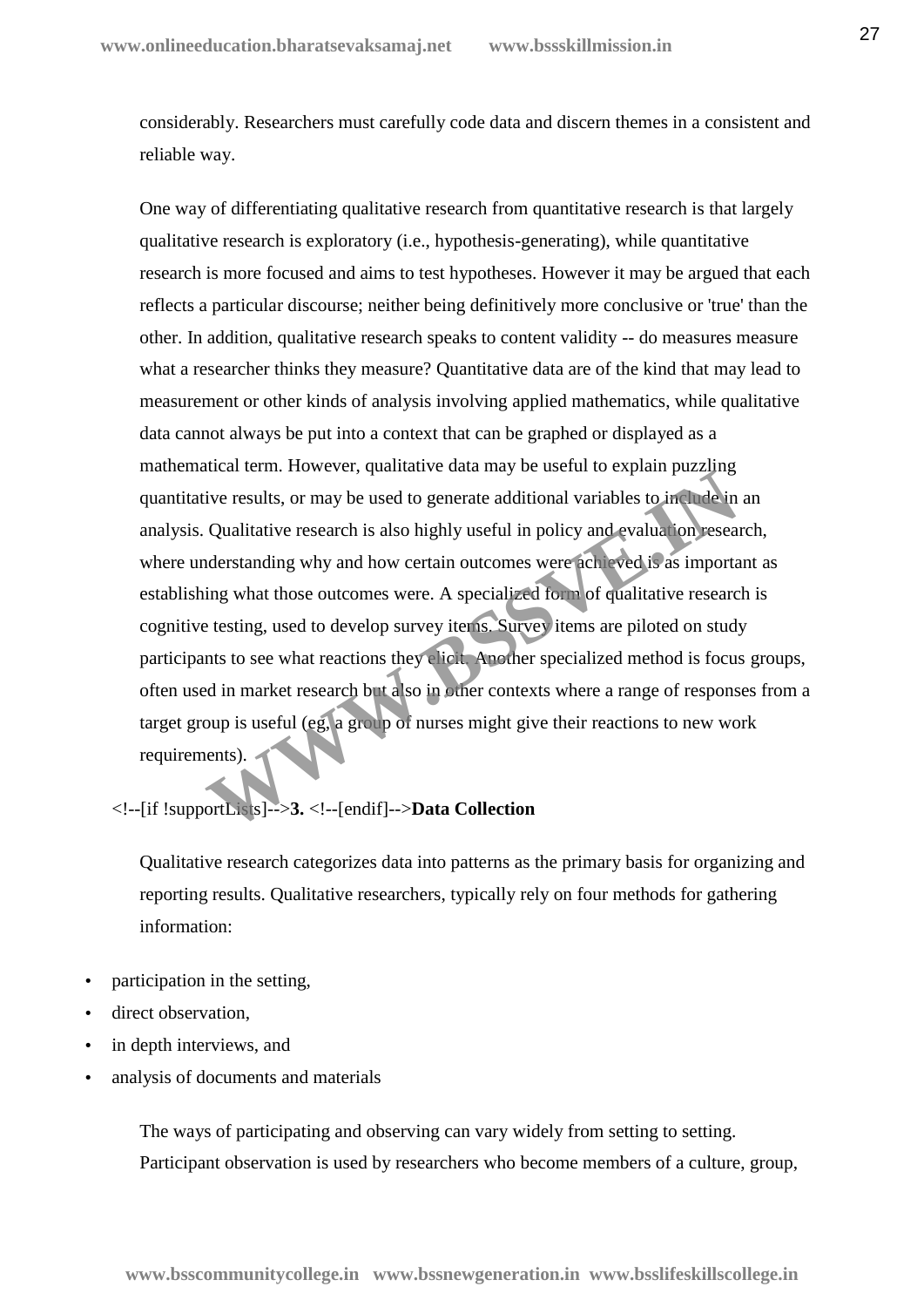considerably. Researchers must carefully code data and discern themes in a consistent and reliable way.

One way of differentiating qualitative research from quantitative research is that largely qualitative research is exploratory (i.e., hypothesis-generating), while quantitative research is more focused and aims to test hypotheses. However it may be argued that each reflects a particular discourse; neither being definitively more conclusive or 'true' than the other. In addition, qualitative research speaks to content validity -- do measures measure what a researcher thinks they measure? Quantitative data are of the kind that may lead to measurement or other kinds of analysis involving applied mathematics, while qualitative data cannot always be put into a context that can be graphed or displayed as a mathematical term. However, qualitative data may be useful to explain puzzling quantitative results, or may be used to generate additional variables to include in an analysis. Qualitative research is also highly useful in policy and evaluation research, where understanding why and how certain outcomes were achieved is as important as establishing what those outcomes were. A specialized form of qualitative research is cognitive testing, used to develop survey items. Survey items are piloted on study participants to see what reactions they elicit. Another specialized method is focus groups, often used in market research but also in other contexts where a range of responses from a target group is useful (eg, a group of nurses might give their reactions to new work requirements).

<!--[if !supportLists]-->**3.** <!--[endif]-->**Data Collection**

Qualitative research categorizes data into patterns as the primary basis for organizing and reporting results. Qualitative researchers, typically rely on four methods for gathering information:

- participation in the setting,
- direct observation,
- in depth interviews, and
- analysis of documents and materials

The ways of participating and observing can vary widely from setting to setting. Participant observation is used by researchers who become members of a culture, group,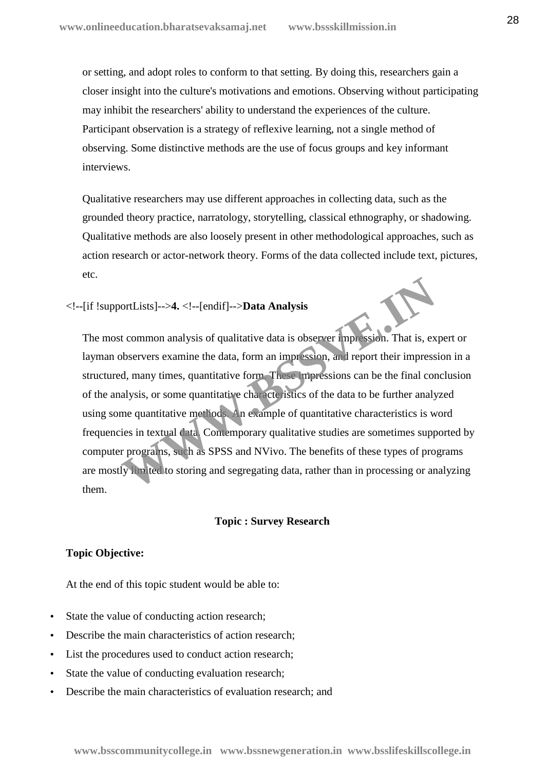or setting, and adopt roles to conform to that setting. By doing this, researchers gain a closer insight into the culture's motivations and emotions. Observing without participating may inhibit the researchers' ability to understand the experiences of the culture. Participant observation is a strategy of reflexive learning, not a single method of observing. Some distinctive methods are the use of focus groups and key informant interviews.

Qualitative researchers may use different approaches in collecting data, such as the grounded theory practice, narratology, storytelling, classical ethnography, or shadowing. Qualitative methods are also loosely present in other methodological approaches, such as action research or actor-network theory. Forms of the data collected include text, pictures, etc.

<!--[if !supportLists]-->**4.** <!--[endif]-->**Data Analysis**

The most common analysis of qualitative data is observer impression. That is, expert or layman observers examine the data, form an impression, and report their impression in a structured, many times, quantitative form. These impressions can be the final conclusion of the analysis, or some quantitative characteristics of the data to be further analyzed using some quantitative methods. An example of quantitative characteristics is word frequencies in textual data. Contemporary qualitative studies are sometimes supported by computer programs, such as SPSS and NVivo. The benefits of these types of programs are mostly limited to storing and segregating data, rather than in processing or analyzing them.

**Topic : Survey Research**

**Topic Objective:**

At the end of this topic student would be able to:

- State the value of conducting action research;
- Describe the main characteristics of action research;
- List the procedures used to conduct action research;
- State the value of conducting evaluation research;
- Describe the main characteristics of evaluation research; and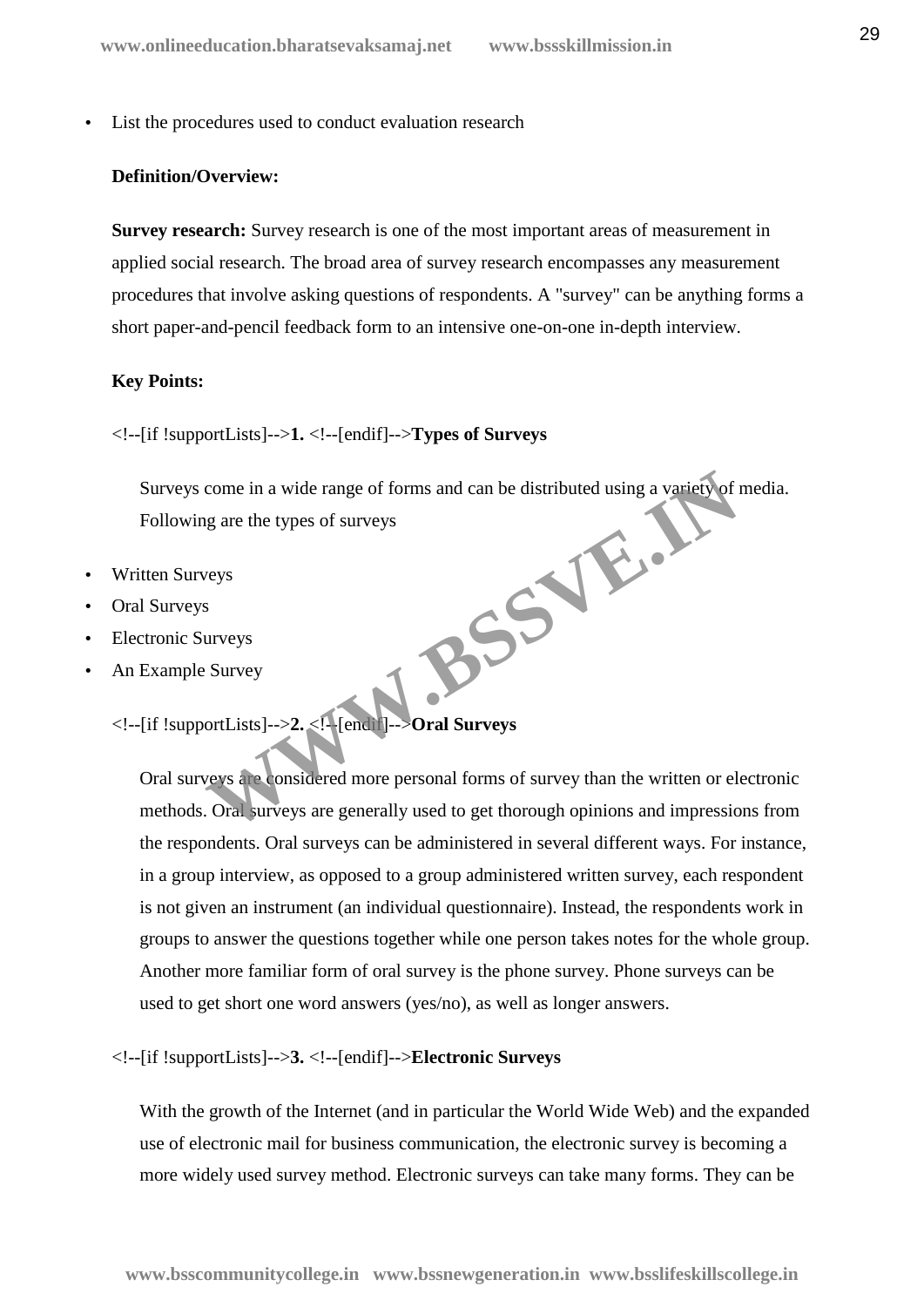- List the procedures used to conduct evaluation research

**Definition/Overview:**

**Survey research:** Survey research is one of the most important areas of measurement in applied social research. The broad area of survey research encompasses any measurement procedures that involve asking questions of respondents. A "survey" can be anything forms a short paper-and-pencil feedback form to an intensive one-on-one in-depth interview.

**Key Points:**

<!--[if !supportLists]-->**1.** <!--[endif]-->**Types of Surveys**

Surveys come in a wide range of forms and can be distributed using a variety of media. Following are the types of surveys

- Written Surveys
- Oral Surveys
- Electronic Surveys
- An Example Survey

<!--[if !supportLists]-->**2.** <!--[endif]-->**Oral Surveys**

Oral surveys are considered more personal forms of survey than the written or electronic methods. Oral surveys are generally used to get thorough opinions and impressions from the respondents. Oral surveys can be administered in several different ways. For instance, in a group interview, as opposed to a group administered written survey, each respondent is not given an instrument (an individual questionnaire). Instead, the respondents work in groups to answer the questions together while one person takes notes for the whole group. Another more familiar form of oral survey is the phone survey. Phone surveys can be used to get short one word answers (yes/no), as well as longer answers.

<!--[if !supportLists]-->**3.** <!--[endif]-->**Electronic Surveys**

With the growth of the Internet (and in particular the World Wide Web) and the expanded use of electronic mail for business communication, the electronic survey is becoming a more widely used survey method. Electronic surveys can take many forms. They can be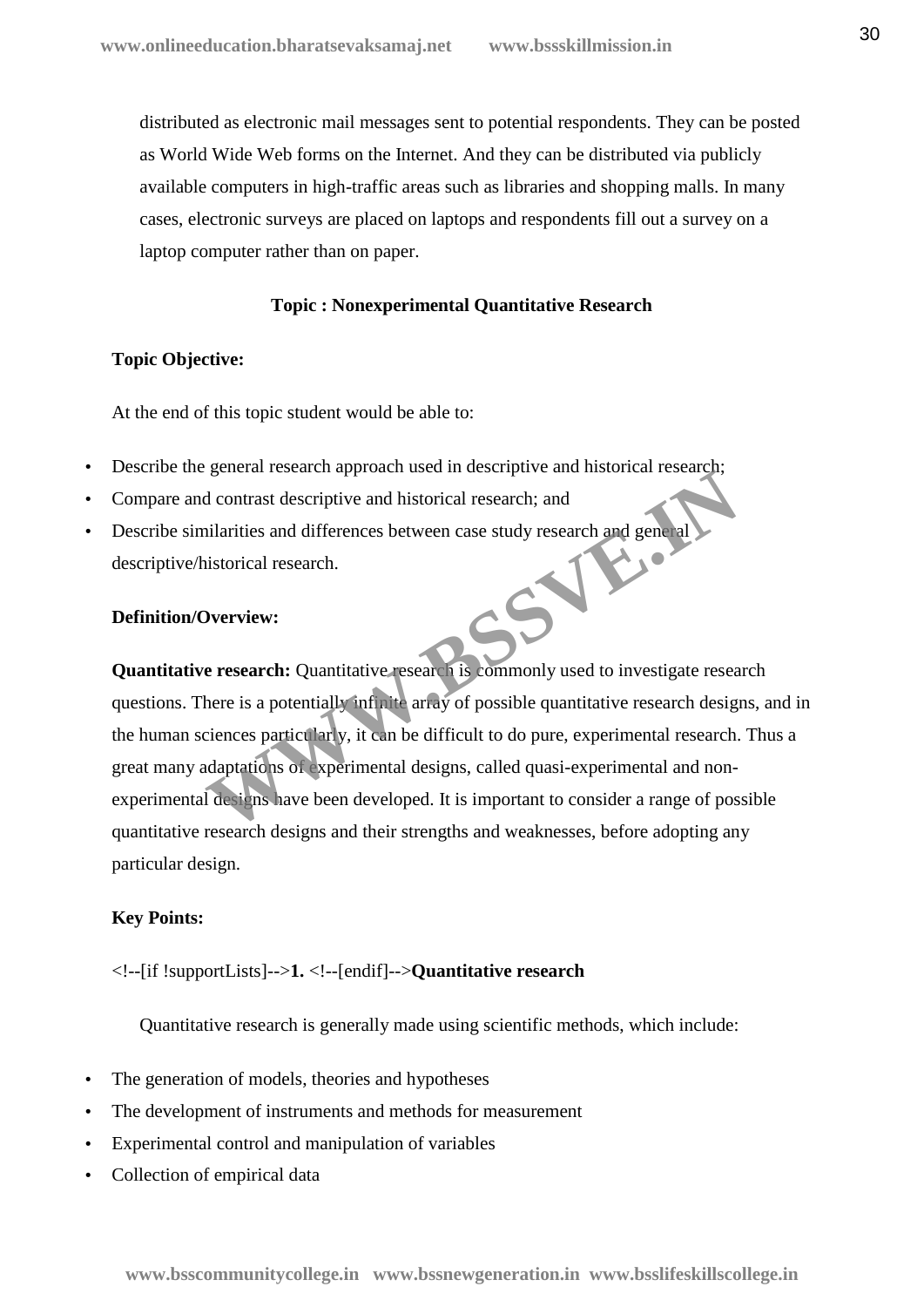distributed as electronic mail messages sent to potential respondents. They can be posted as World Wide Web forms on the Internet. And they can be distributed via publicly available computers in high-traffic areas such as libraries and shopping malls. In many cases, electronic surveys are placed on laptops and respondents fill out a survey on a laptop computer rather than on paper.

**Topic : Nonexperimental Quantitative Research**

**Topic Objective:**

At the end of this topic student would be able to:

- Describe the general research approach used in descriptive and historical research;
- Compare and contrast descriptive and historical research; and
- Describe similarities and differences between case study research and general descriptive/historical research.

**Definition/Overview:**

**Quantitative research:** Quantitative research is commonly used to investigate research questions. There is a potentially infinite array of possible quantitative research designs, and in the human sciences particularly, it can be difficult to do pure, experimental research. Thus a great many adaptations of experimental designs, called quasi-experimental and non-experimental designs have been developed. It is important to consider a range of possible quantitative research designs and their strengths and weaknesses, before adopting any particular design.

**Key Points:**

<!--[if !supportLists]-->**1.** <!--[endif]-->**Quantitative research**

Quantitative research is generally made using scientific methods, which include:

- The generation of models, theories and hypotheses
- The development of instruments and methods for measurement
- Experimental control and manipulation of variables
- Collection of empirical data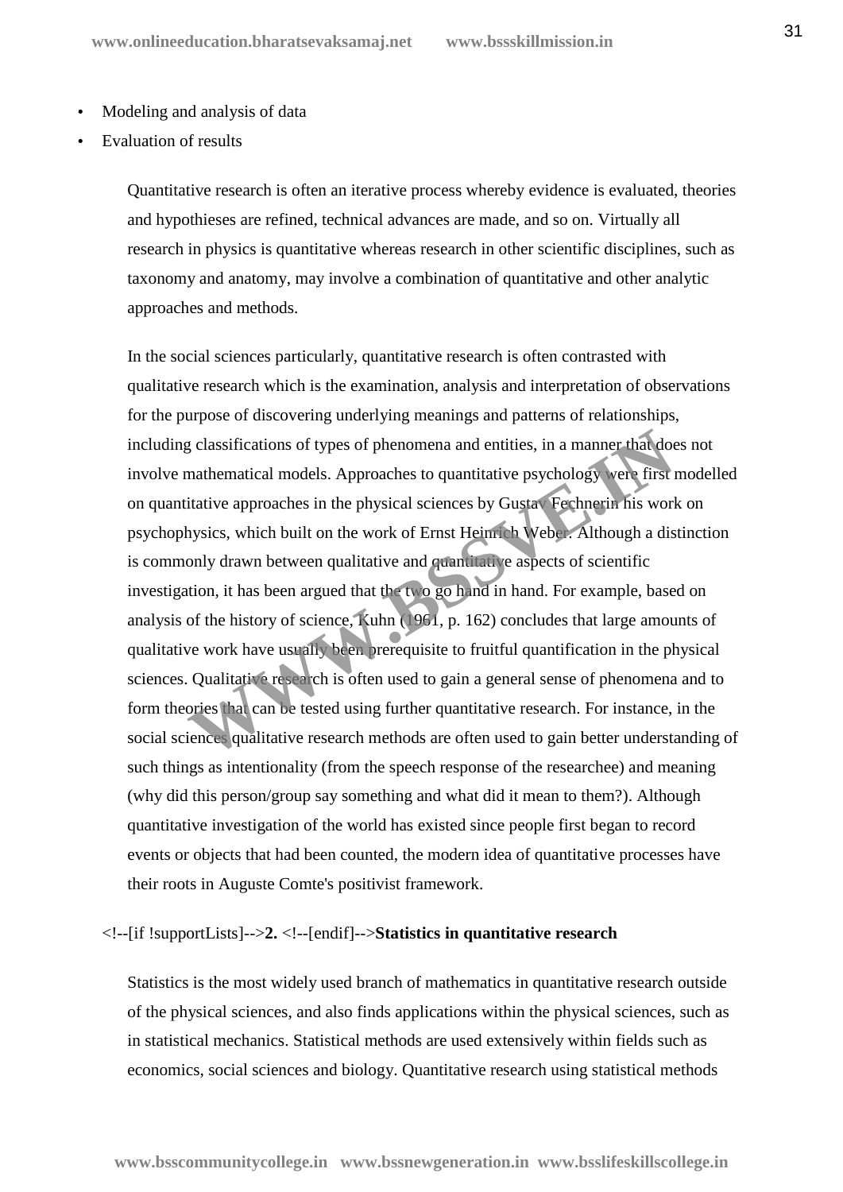- Modeling and analysis of data
- Evaluation of results

Quantitative research is often an iterative process whereby evidence is evaluated, theories and hypothieses are refined, technical advances are made, and so on. Virtually all research in physics is quantitative whereas research in other scientific disciplines, such as taxonomy and anatomy, may involve a combination of quantitative and other analytic approaches and methods.

In the social sciences particularly, quantitative research is often contrasted with qualitative research which is the examination, analysis and interpretation of observations for the purpose of discovering underlying meanings and patterns of relationships, including classifications of types of phenomena and entities, in a manner that does not involve mathematical models. Approaches to quantitative psychology were first modelled on quantitative approaches in the physical sciences by Gustav Fechner in his work on psychophysics, which built on the work of Ernst Heinrich Weber. Although a distinction is commonly drawn between qualitative and quantitative aspects of scientific investigation, it has been argued that the two go hand in hand. For example, based on analysis of the history of science, Kuhn (1961, p. 162) concludes that large amounts of qualitative work have usually been prerequisite to fruitful quantification in the physical sciences. Qualitative research is often used to gain a general sense of phenomena and to form theories that can be tested using further quantitative research. For instance, in the social sciences qualitative research methods are often used to gain better understanding of such things as intentionality (from the speech response of the researchee) and meaning (why did this person/group say something and what did it mean to them?). Although quantitative investigation of the world has existed since people first began to record events or objects that had been counted, the modern idea of quantitative processes have their roots in Auguste Comte's positivist framework.

<!--[if !supportLists]-->**2.** <!--[endif]-->**Statistics in quantitative research**

Statistics is the most widely used branch of mathematics in quantitative research outside of the physical sciences, and also finds applications within the physical sciences, such as in statistical mechanics. Statistical methods are used extensively within fields such as economics, social sciences and biology. Quantitative research using statistical methods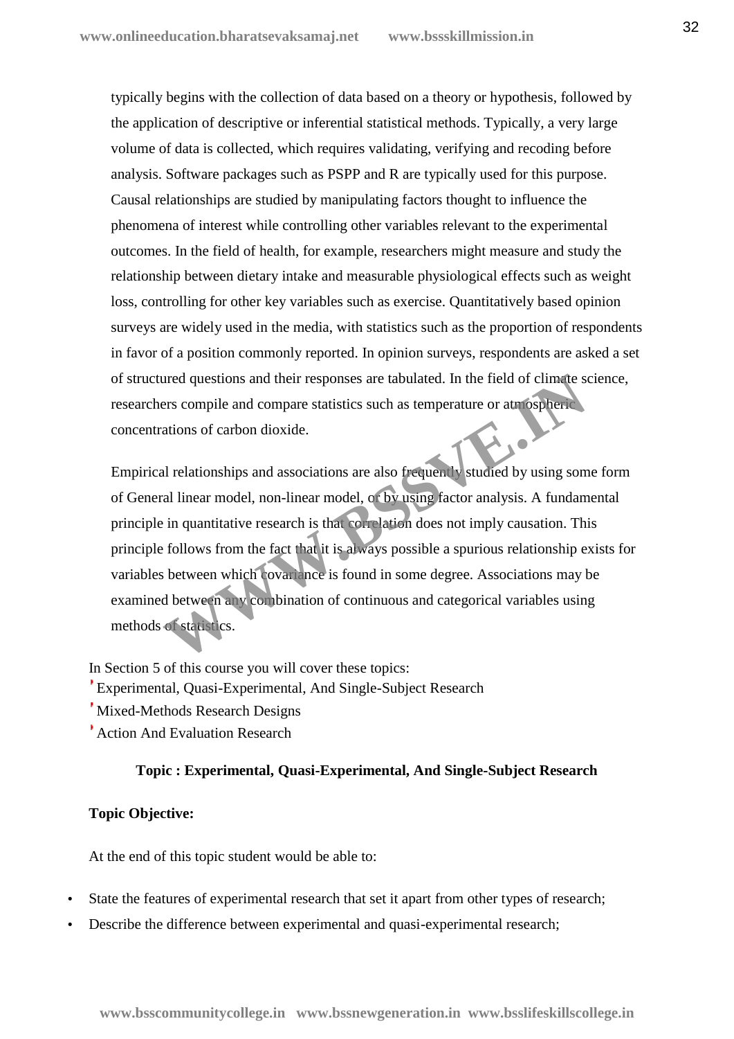typically begins with the collection of data based on a theory or hypothesis, followed by the application of descriptive or inferential statistical methods. Typically, a very large volume of data is collected, which requires validating, verifying and recoding before analysis. Software packages such as PSPP and R are typically used for this purpose. Causal relationships are studied by manipulating factors thought to influence the phenomena of interest while controlling other variables relevant to the experimental outcomes. In the field of health, for example, researchers might measure and study the relationship between dietary intake and measurable physiological effects such as weight loss, controlling for other key variables such as exercise. Quantitatively based opinion surveys are widely used in the media, with statistics such as the proportion of respondents in favor of a position commonly reported. In opinion surveys, respondents are asked a set of structured questions and their responses are tabulated. In the field of climate science, researchers compile and compare statistics such as temperature or atmospheric concentrations of carbon dioxide.

Empirical relationships and associations are also frequently studied by using some form of General linear model, non-linear model, or by using factor analysis. A fundamental principle in quantitative research is that correlation does not imply causation. This principle follows from the fact that it is always possible a spurious relationship exists for variables between which covariance is found in some degree. Associations may be examined between any combination of continuous and categorical variables using methods of statistics.

In Section 5 of this course you will cover these topics:

- Experimental, Quasi-Experimental, And Single-Subject Research
- Mixed-Methods Research Designs
- Action And Evaluation Research

**Topic : Experimental, Quasi-Experimental, And Single-Subject Research**

**Topic Objective:**

At the end of this topic student would be able to:

- State the features of experimental research that set it apart from other types of research;
- Describe the difference between experimental and quasi-experimental research;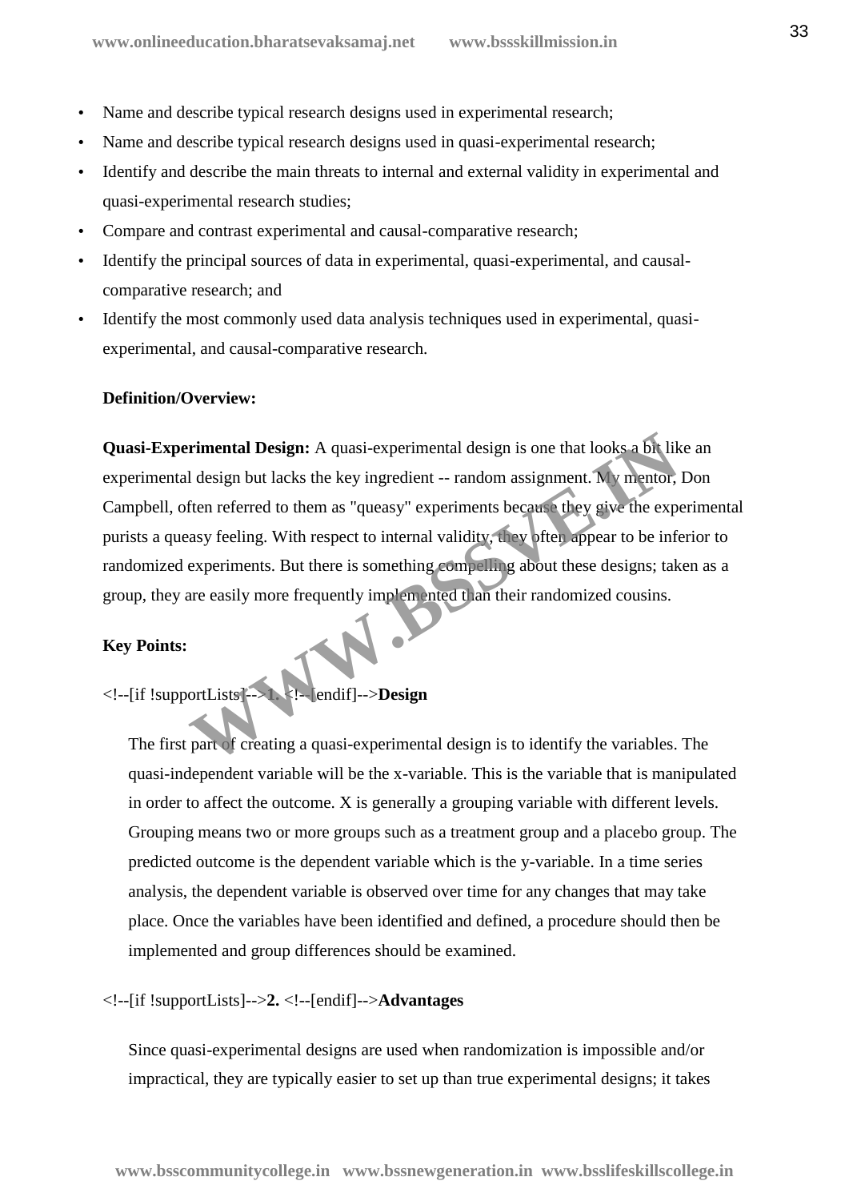- Name and describe typical research designs used in experimental research;
- Name and describe typical research designs used in quasi-experimental research;
- Identify and describe the main threats to internal and external validity in experimental and quasi-experimental research studies;
- Compare and contrast experimental and causal-comparative research;
- Identify the principal sources of data in experimental, quasi-experimental, and causal-comparative research; and
- Identify the most commonly used data analysis techniques used in experimental, quasi-experimental, and causal-comparative research.

**Definition/Overview:**

**Quasi-Experimental Design:** A quasi-experimental design is one that looks a bit like an experimental design but lacks the key ingredient -- random assignment. My mentor, Don Campbell, often referred to them as "queasy" experiments because they give the experimental purists a queasy feeling. With respect to internal validity, they often appear to be inferior to randomized experiments. But there is something compelling about these designs; taken as a group, they are easily more frequently implemented than their randomized cousins.

**Key Points:**

<!--[if !supportLists]-->**1.** <!--[endif]-->**Design**

The first part of creating a quasi-experimental design is to identify the variables. The quasi-independent variable will be the x-variable. This is the variable that is manipulated in order to affect the outcome. X is generally a grouping variable with different levels. Grouping means two or more groups such as a treatment group and a placebo group. The predicted outcome is the dependent variable which is the y-variable. In a time series analysis, the dependent variable is observed over time for any changes that may take place. Once the variables have been identified and defined, a procedure should then be implemented and group differences should be examined.

<!--[if !supportLists]-->**2.** <!--[endif]-->**Advantages**

Since quasi-experimental designs are used when randomization is impossible and/or impractical, they are typically easier to set up than true experimental designs; it takes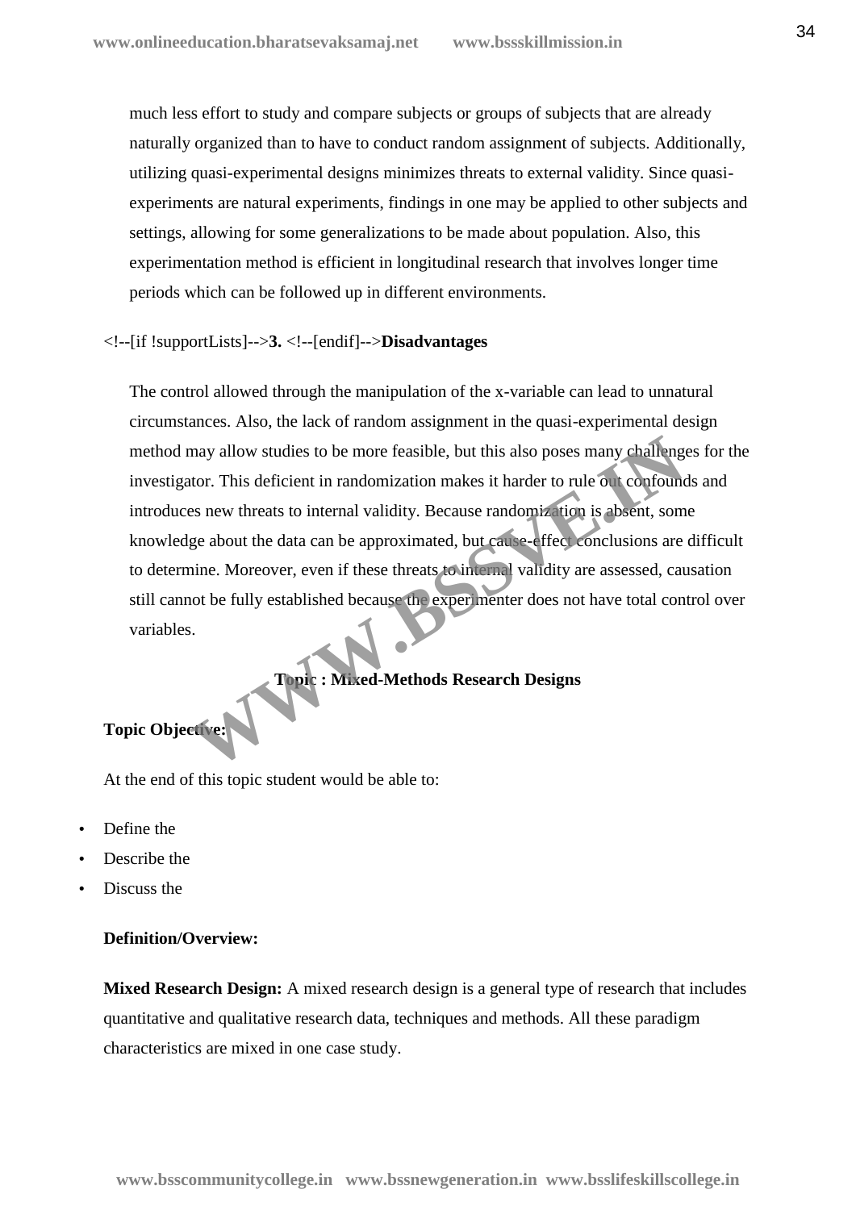much less effort to study and compare subjects or groups of subjects that are already naturally organized than to have to conduct random assignment of subjects. Additionally, utilizing quasi-experimental designs minimizes threats to external validity. Since quasi-experiments are natural experiments, findings in one may be applied to other subjects and settings, allowing for some generalizations to be made about population. Also, this experimentation method is efficient in longitudinal research that involves longer time periods which can be followed up in different environments.

<!--[if !supportLists]-->**3.** <!--[endif]-->**Disadvantages**

The control allowed through the manipulation of the x-variable can lead to unnatural circumstances. Also, the lack of random assignment in the quasi-experimental design method may allow studies to be more feasible, but this also poses many challenges for the investigator. This deficient in randomization makes it harder to rule out confounds and introduces new threats to internal validity. Because randomization is absent, some knowledge about the data can be approximated, but cause-effect conclusions are difficult to determine. Moreover, even if these threats to internal validity are assessed, causation still cannot be fully established because the experimenter does not have total control over variables.

**Topic : Mixed-Methods Research Designs**

**Topic Objective:**

At the end of this topic student would be able to:

- Define the
- Describe the
- Discuss the

**Definition/Overview:**

**Mixed Research Design:** A mixed research design is a general type of research that includes quantitative and qualitative research data, techniques and methods. All these paradigm characteristics are mixed in one case study.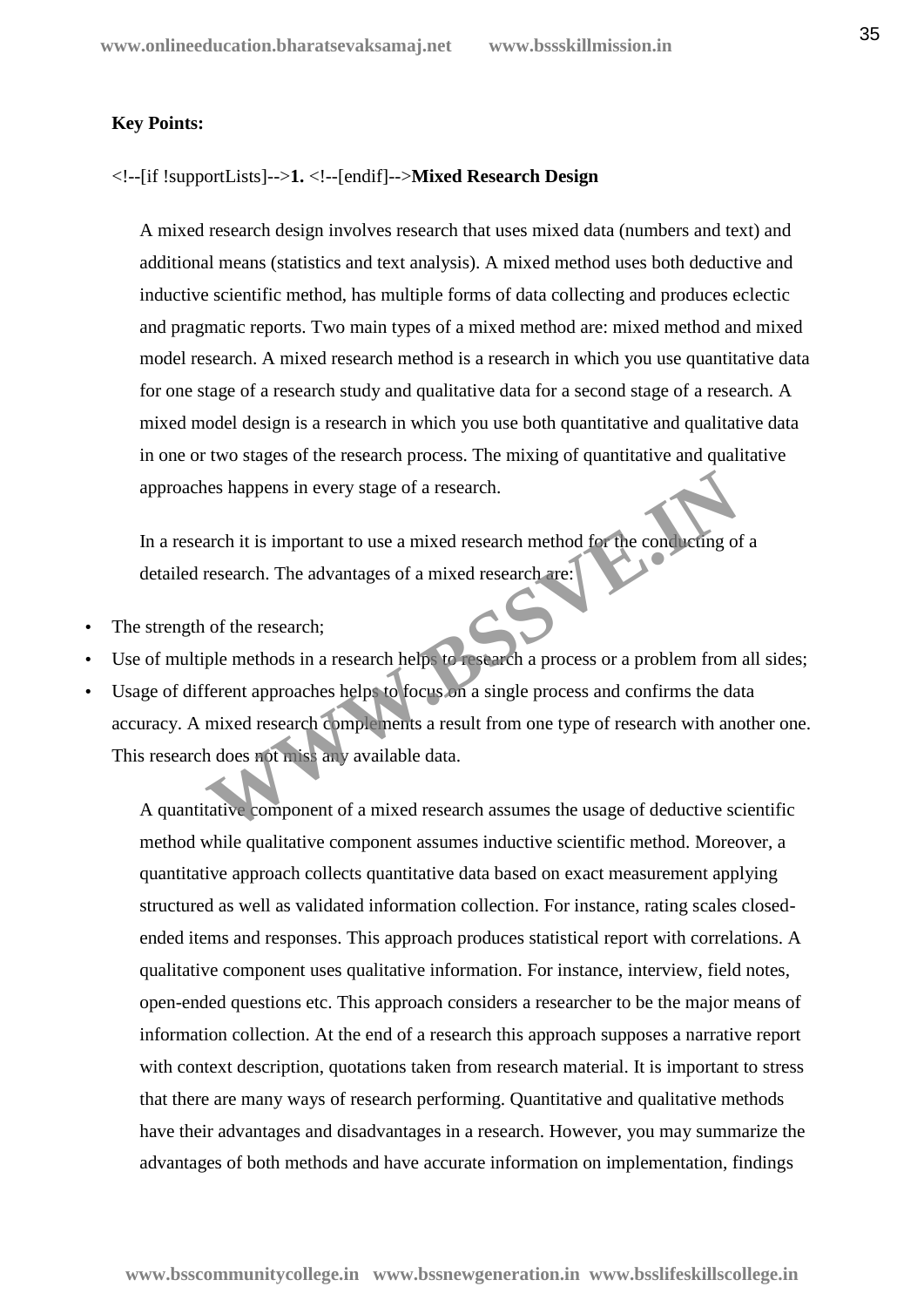**Key Points:**

<!--[if !supportLists]-->**1.** <!--[endif]-->**Mixed Research Design**

A mixed research design involves research that uses mixed data (numbers and text) and additional means (statistics and text analysis). A mixed method uses both deductive and inductive scientific method, has multiple forms of data collecting and produces eclectic and pragmatic reports. Two main types of a mixed method are: mixed method and mixed model research. A mixed research method is a research in which you use quantitative data for one stage of a research study and qualitative data for a second stage of a research. A mixed model design is a research in which you use both quantitative and qualitative data in one or two stages of the research process. The mixing of quantitative and qualitative approaches happens in every stage of a research.

In a research it is important to use a mixed research method for the conducting of a detailed research. The advantages of a mixed research are:

- The strength of the research;
- Use of multiple methods in a research helps to research a process or a problem from all sides;
- Usage of different approaches helps to focus on a single process and confirms the data accuracy. A mixed research complements a result from one type of research with another one. This research does not miss any available data.

A quantitative component of a mixed research assumes the usage of deductive scientific method while qualitative component assumes inductive scientific method. Moreover, a quantitative approach collects quantitative data based on exact measurement applying structured as well as validated information collection. For instance, rating scales closed-ended items and responses. This approach produces statistical report with correlations. A qualitative component uses qualitative information. For instance, interview, field notes, open-ended questions etc. This approach considers a researcher to be the major means of information collection. At the end of a research this approach supposes a narrative report with context description, quotations taken from research material. It is important to stress that there are many ways of research performing. Quantitative and qualitative methods have their advantages and disadvantages in a research. However, you may summarize the advantages of both methods and have accurate information on implementation, findings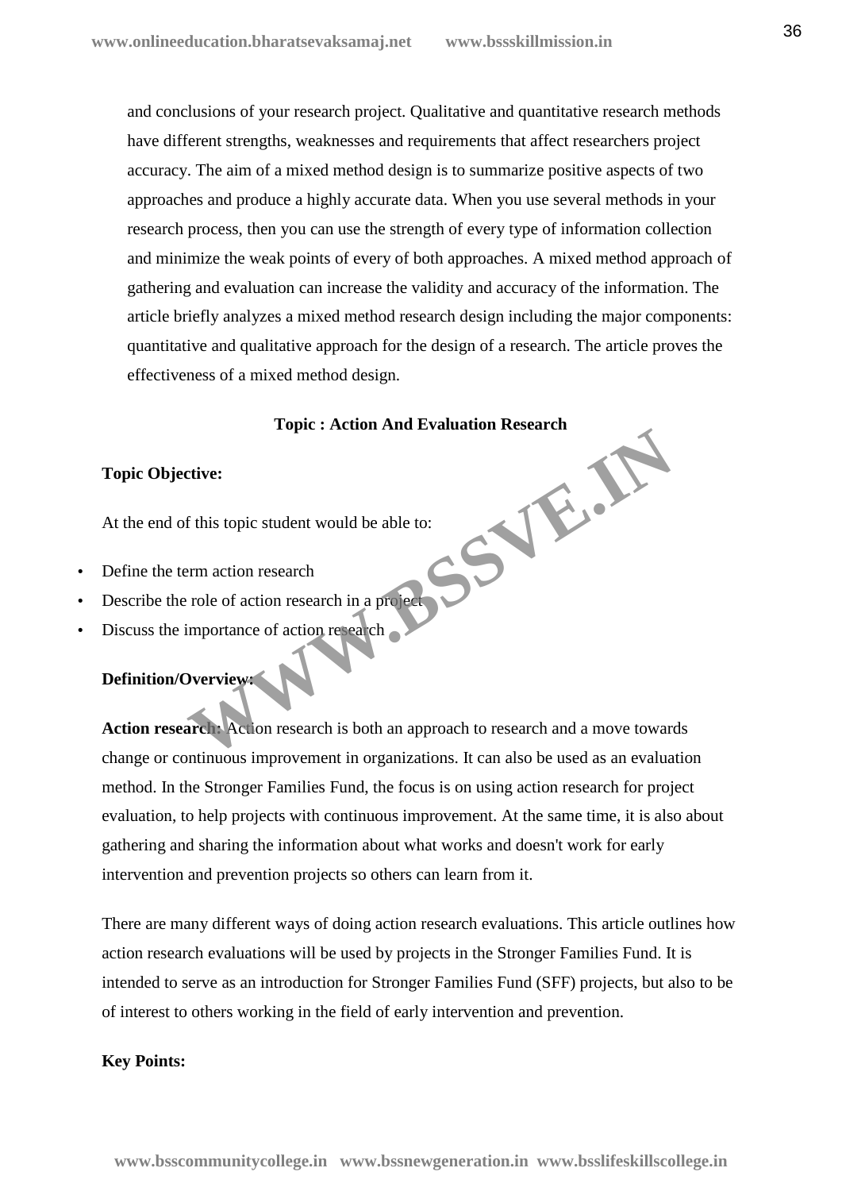and conclusions of your research project. Qualitative and quantitative research methods have different strengths, weaknesses and requirements that affect researchers project accuracy. The aim of a mixed method design is to summarize positive aspects of two approaches and produce a highly accurate data. When you use several methods in your research process, then you can use the strength of every type of information collection and minimize the weak points of every of both approaches. A mixed method approach of gathering and evaluation can increase the validity and accuracy of the information. The article briefly analyzes a mixed method research design including the major components: quantitative and qualitative approach for the design of a research. The article proves the effectiveness of a mixed method design.

## Topic : Action And Evaluation Research

**Topic Objective:**

At the end of this topic student would be able to:

- Define the term action research
- Describe the role of action research in a project
- Discuss the importance of action research

**Definition/Overview:**

**Action research:** Action research is both an approach to research and a move towards change or continuous improvement in organizations. It can also be used as an evaluation method. In the Stronger Families Fund, the focus is on using action research for project evaluation, to help projects with continuous improvement. At the same time, it is also about gathering and sharing the information about what works and doesn't work for early intervention and prevention projects so others can learn from it.

There are many different ways of doing action research evaluations. This article outlines how action research evaluations will be used by projects in the Stronger Families Fund. It is intended to serve as an introduction for Stronger Families Fund (SFF) projects, but also to be of interest to others working in the field of early intervention and prevention.

**Key Points:**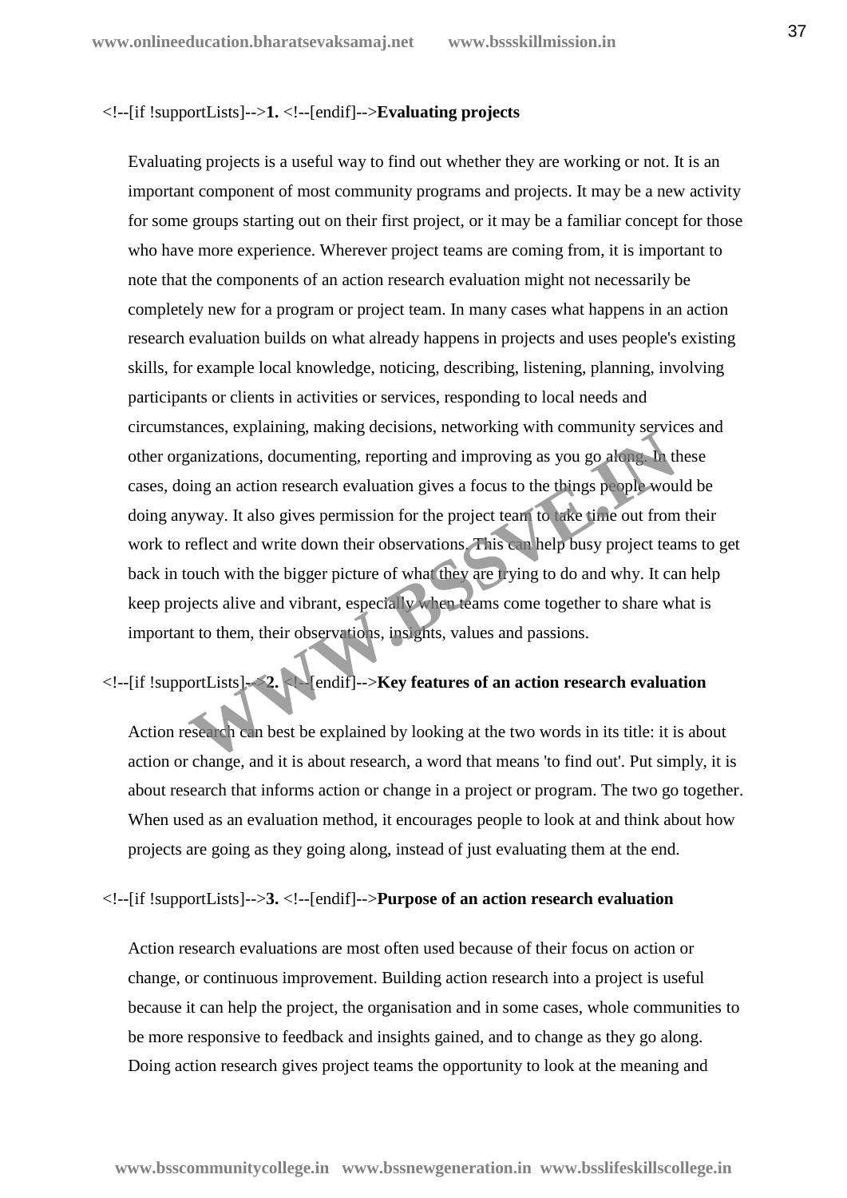<!--[if !supportLists]-->1. <!--[endif]-->**Evaluating projects**

Evaluating projects is a useful way to find out whether they are working or not. It is an important component of most community programs and projects. It may be a new activity for some groups starting out on their first project, or it may be a familiar concept for those who have more experience. Wherever project teams are coming from, it is important to note that the components of an action research evaluation might not necessarily be completely new for a program or project team. In many cases what happens in an action research evaluation builds on what already happens in projects and uses people's existing skills, for example local knowledge, noticing, describing, listening, planning, involving participants or clients in activities or services, responding to local needs and circumstances, explaining, making decisions, networking with community services and other organizations, documenting, reporting and improving as you go along. In these cases, doing an action research evaluation gives a focus to the things people would be doing anyway. It also gives permission for the project team to take time out from their work to reflect and write down their observations. This can help busy project teams to get back in touch with the bigger picture of what they are trying to do and why. It can help keep projects alive and vibrant, especially when teams come together to share what is important to them, their observations, insights, values and passions.

<!--[if !supportLists]-->2. <!--[endif]-->**Key features of an action research evaluation**

Action research can best be explained by looking at the two words in its title: it is about action or change, and it is about research, a word that means 'to find out'. Put simply, it is about research that informs action or change in a project or program. The two go together. When used as an evaluation method, it encourages people to look at and think about how projects are going as they going along, instead of just evaluating them at the end.

<!--[if !supportLists]-->3. <!--[endif]-->**Purpose of an action research evaluation**

Action research evaluations are most often used because of their focus on action or change, or continuous improvement. Building action research into a project is useful because it can help the project, the organisation and in some cases, whole communities to be more responsive to feedback and insights gained, and to change as they go along. Doing action research gives project teams the opportunity to look at the meaning and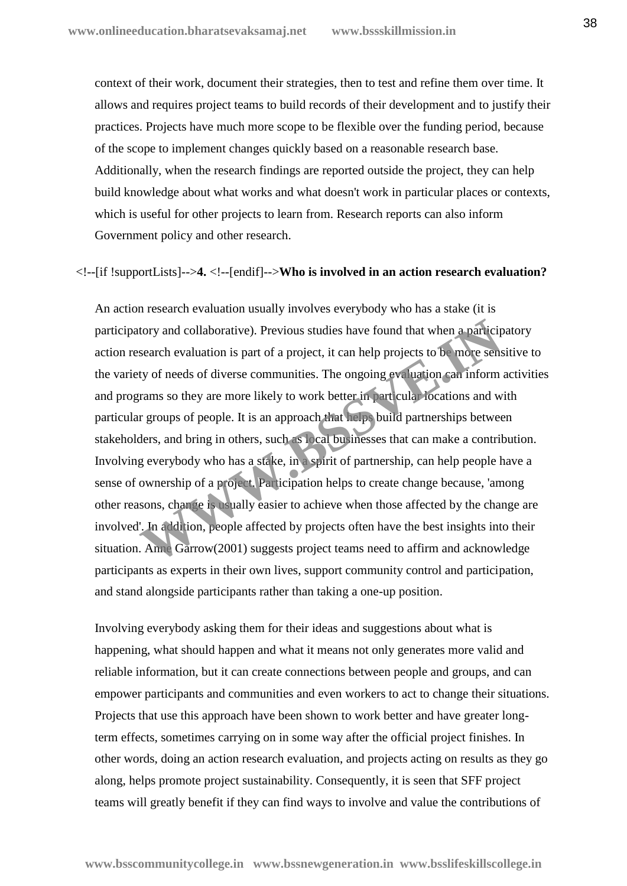context of their work, document their strategies, then to test and refine them over time. It allows and requires project teams to build records of their development and to justify their practices. Projects have much more scope to be flexible over the funding period, because of the scope to implement changes quickly based on a reasonable research base. Additionally, when the research findings are reported outside the project, they can help build knowledge about what works and what doesn't work in particular places or contexts, which is useful for other projects to learn from. Research reports can also inform Government policy and other research.

<!--[if !supportLists]-->**4.** <!--[endif]-->**Who is involved in an action research evaluation?**

An action research evaluation usually involves everybody who has a stake (it is participatory and collaborative). Previous studies have found that when a participatory action research evaluation is part of a project, it can help projects to be more sensitive to the variety of needs of diverse communities. The ongoing evaluation can inform activities and programs so they are more likely to work better in particular locations and with particular groups of people. It is an approach that helps build partnerships between stakeholders, and bring in others, such as local businesses that can make a contribution. Involving everybody who has a stake, in a spirit of partnership, can help people have a sense of ownership of a project. Participation helps to create change because, 'among other reasons, change is usually easier to achieve when those affected by the change are involved'. In addition, people affected by projects often have the best insights into their situation. Anne Garrow(2001) suggests project teams need to affirm and acknowledge participants as experts in their own lives, support community control and participation, and stand alongside participants rather than taking a one-up position.

Involving everybody asking them for their ideas and suggestions about what is happening, what should happen and what it means not only generates more valid and reliable information, but it can create connections between people and groups, and can empower participants and communities and even workers to act to change their situations. Projects that use this approach have been shown to work better and have greater long-term effects, sometimes carrying on in some way after the official project finishes. In other words, doing an action research evaluation, and projects acting on results as they go along, helps promote project sustainability. Consequently, it is seen that SFF project teams will greatly benefit if they can find ways to involve and value the contributions of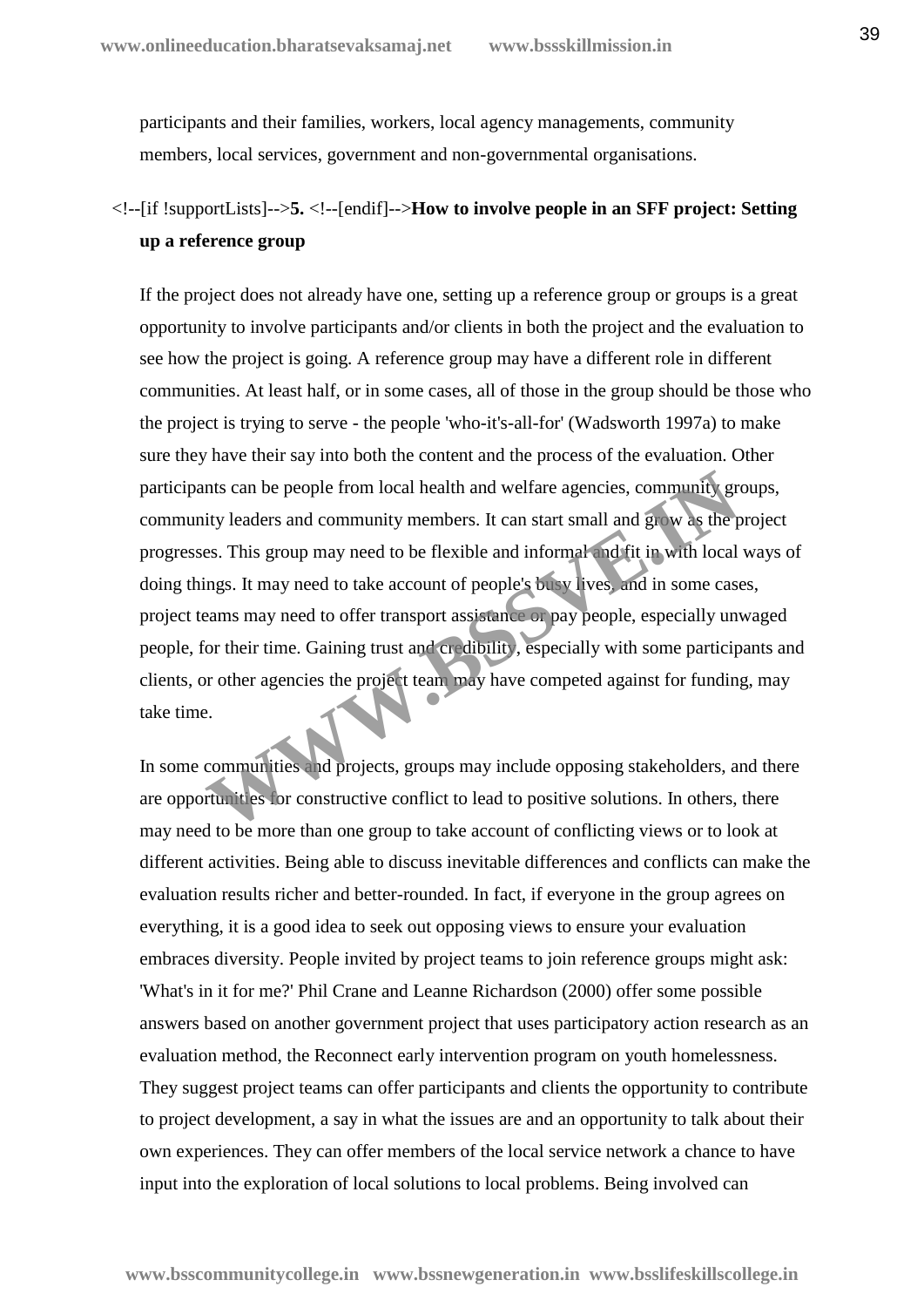participants and their families, workers, local agency managements, community members, local services, government and non-governmental organisations.

<!--[if !supportLists]-->**5.** <!--[endif]-->**How to involve people in an SFF project: Setting up a reference group**

If the project does not already have one, setting up a reference group or groups is a great opportunity to involve participants and/or clients in both the project and the evaluation to see how the project is going. A reference group may have a different role in different communities. At least half, or in some cases, all of those in the group should be those who the project is trying to serve - the people 'who-it's-all-for' (Wadsworth 1997a) to make sure they have their say into both the content and the process of the evaluation. Other participants can be people from local health and welfare agencies, community groups, community leaders and community members. It can start small and grow as the project progresses. This group may need to be flexible and informal and fit in with local ways of doing things. It may need to take account of people's busy lives, and in some cases, project teams may need to offer transport assistance or pay people, especially unwaged people, for their time. Gaining trust and credibility, especially with some participants and clients, or other agencies the project team may have competed against for funding, may take time.

In some communities and projects, groups may include opposing stakeholders, and there are opportunities for constructive conflict to lead to positive solutions. In others, there may need to be more than one group to take account of conflicting views or to look at different activities. Being able to discuss inevitable differences and conflicts can make the evaluation results richer and better-rounded. In fact, if everyone in the group agrees on everything, it is a good idea to seek out opposing views to ensure your evaluation embraces diversity. People invited by project teams to join reference groups might ask: 'What's in it for me?' Phil Crane and Leanne Richardson (2000) offer some possible answers based on another government project that uses participatory action research as an evaluation method, the Reconnect early intervention program on youth homelessness. They suggest project teams can offer participants and clients the opportunity to contribute to project development, a say in what the issues are and an opportunity to talk about their own experiences. They can offer members of the local service network a chance to have input into the exploration of local solutions to local problems. Being involved can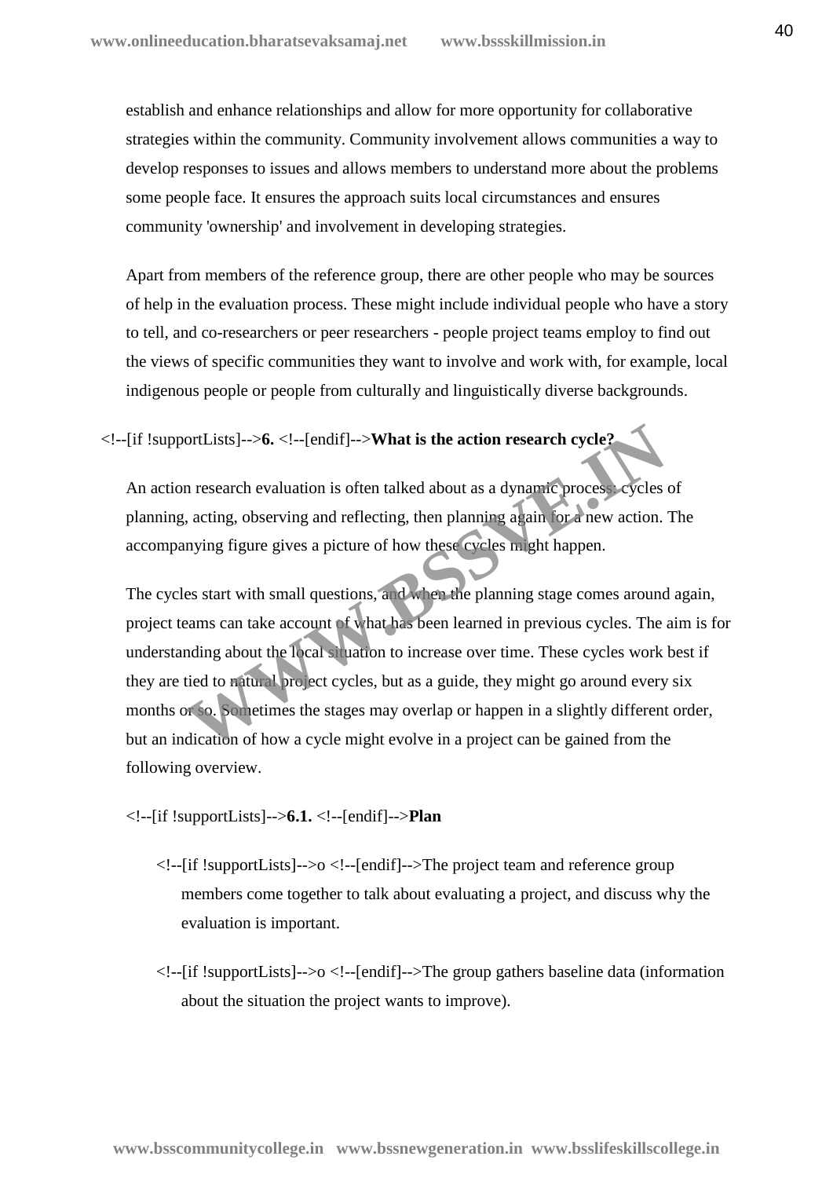establish and enhance relationships and allow for more opportunity for collaborative strategies within the community. Community involvement allows communities a way to develop responses to issues and allows members to understand more about the problems some people face. It ensures the approach suits local circumstances and ensures community 'ownership' and involvement in developing strategies.

Apart from members of the reference group, there are other people who may be sources of help in the evaluation process. These might include individual people who have a story to tell, and co-researchers or peer researchers - people project teams employ to find out the views of specific communities they want to involve and work with, for example, local indigenous people or people from culturally and linguistically diverse backgrounds.

<!--[if !supportLists]-->**6.** <!--[endif]-->**What is the action research cycle?**

An action research evaluation is often talked about as a dynamic process: cycles of planning, acting, observing and reflecting, then planning again for a new action. The accompanying figure gives a picture of how these cycles might happen.

The cycles start with small questions, and when the planning stage comes around again, project teams can take account of what has been learned in previous cycles. The aim is for understanding about the local situation to increase over time. These cycles work best if they are tied to natural project cycles, but as a guide, they might go around every six months or so. Sometimes the stages may overlap or happen in a slightly different order, but an indication of how a cycle might evolve in a project can be gained from the following overview.

<!--[if !supportLists]-->**6.1.** <!--[endif]-->**Plan**

- <!--[if !supportLists]-->o <!--[endif]-->The project team and reference group members come together to talk about evaluating a project, and discuss why the evaluation is important.
- <!--[if !supportLists]-->o <!--[endif]-->The group gathers baseline data (information about the situation the project wants to improve).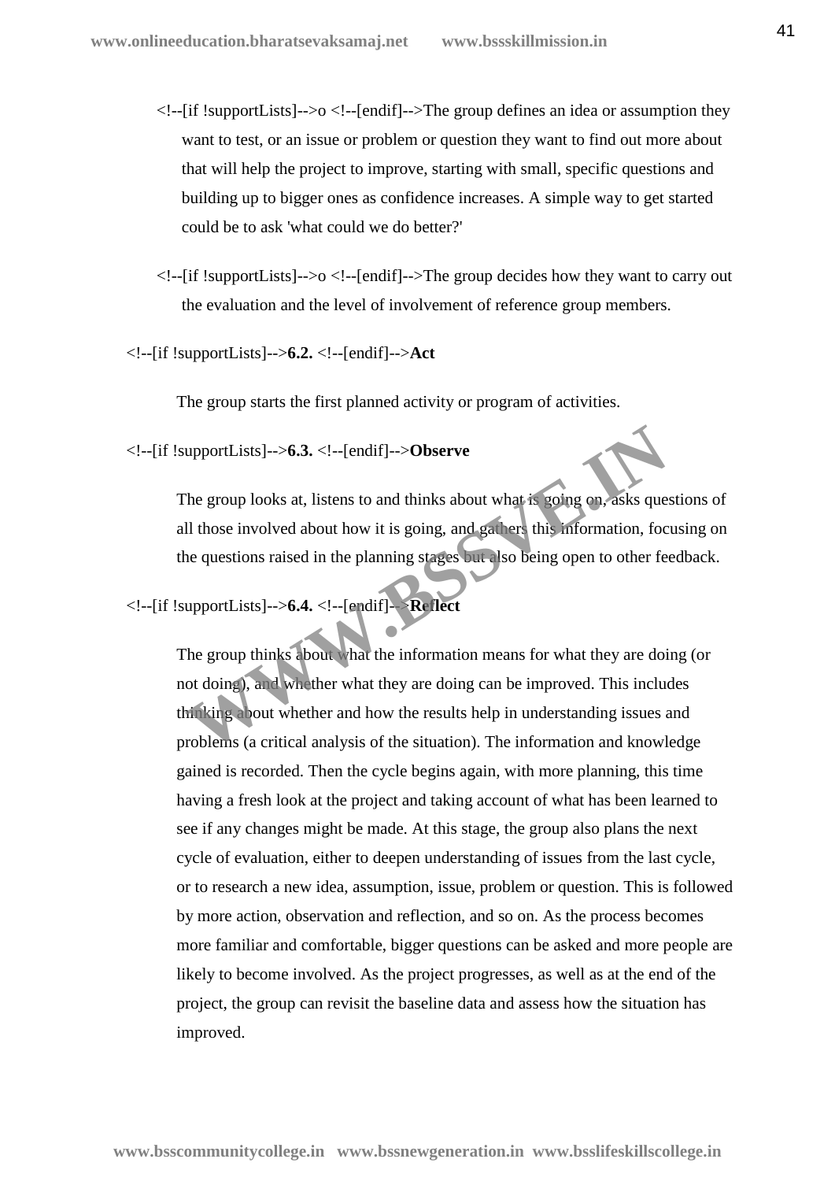- <!--[if !supportLists]-->o <!--[endif]-->The group defines an idea or assumption they want to test, or an issue or problem or question they want to find out more about that will help the project to improve, starting with small, specific questions and building up to bigger ones as confidence increases. A simple way to get started could be to ask 'what could we do better?'
- <!--[if !supportLists]-->o <!--[endif]-->The group decides how they want to carry out the evaluation and the level of involvement of reference group members.

<!--[if !supportLists]-->**6.2.** <!--[endif]-->**Act**

The group starts the first planned activity or program of activities.

<!--[if !supportLists]-->**6.3.** <!--[endif]-->**Observe**

The group looks at, listens to and thinks about what is going on, asks questions of all those involved about how it is going, and gathers this information, focusing on the questions raised in the planning stages but also being open to other feedback.

<!--[if !supportLists]-->**6.4.** <!--[endif]-->**Reflect**

The group thinks about what the information means for what they are doing (or not doing), and whether what they are doing can be improved. This includes thinking about whether and how the results help in understanding issues and problems (a critical analysis of the situation). The information and knowledge gained is recorded. Then the cycle begins again, with more planning, this time having a fresh look at the project and taking account of what has been learned to see if any changes might be made. At this stage, the group also plans the next cycle of evaluation, either to deepen understanding of issues from the last cycle, or to research a new idea, assumption, issue, problem or question. This is followed by more action, observation and reflection, and so on. As the process becomes more familiar and comfortable, bigger questions can be asked and more people are likely to become involved. As the project progresses, as well as at the end of the project, the group can revisit the baseline data and assess how the situation has improved.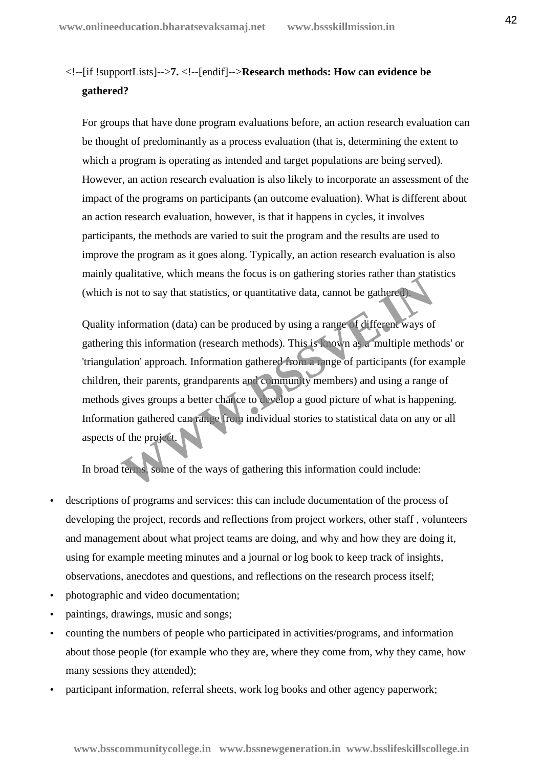<!--[if !supportLists]-->**7.** <!--[endif]-->**Research methods: How can evidence be gathered?**

For groups that have done program evaluations before, an action research evaluation can be thought of predominantly as a process evaluation (that is, determining the extent to which a program is operating as intended and target populations are being served). However, an action research evaluation is also likely to incorporate an assessment of the impact of the programs on participants (an outcome evaluation). What is different about an action research evaluation, however, is that it happens in cycles, it involves participants, the methods are varied to suit the program and the results are used to improve the program as it goes along. Typically, an action research evaluation is also mainly qualitative, which means the focus is on gathering stories rather than statistics (which is not to say that statistics, or quantitative data, cannot be gathered).

Quality information (data) can be produced by using a range of different ways of gathering this information (research methods). This is known as a 'multiple methods' or 'triangulation' approach. Information gathered from a range of participants (for example children, their parents, grandparents and community members) and using a range of methods gives groups a better chance to develop a good picture of what is happening. Information gathered can range from individual stories to statistical data on any or all aspects of the project.

In broad terms, some of the ways of gathering this information could include:

- descriptions of programs and services: this can include documentation of the process of developing the project, records and reflections from project workers, other staff , volunteers and management about what project teams are doing, and why and how they are doing it, using for example meeting minutes and a journal or log book to keep track of insights, observations, anecdotes and questions, and reflections on the research process itself;
- photographic and video documentation;
- paintings, drawings, music and songs;
- counting the numbers of people who participated in activities/programs, and information about those people (for example who they are, where they come from, why they came, how many sessions they attended);
- participant information, referral sheets, work log books and other agency paperwork;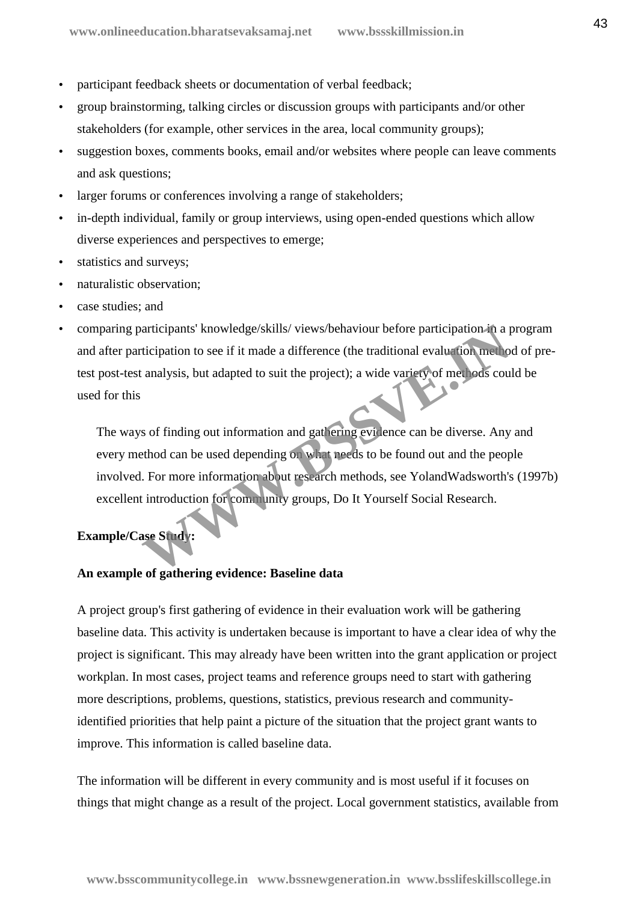- participant feedback sheets or documentation of verbal feedback;
- group brainstorming, talking circles or discussion groups with participants and/or other stakeholders (for example, other services in the area, local community groups);
- suggestion boxes, comments books, email and/or websites where people can leave comments and ask questions;
- larger forums or conferences involving a range of stakeholders;
- in-depth individual, family or group interviews, using open-ended questions which allow diverse experiences and perspectives to emerge;
- statistics and surveys;
- naturalistic observation;
- case studies; and
- comparing participants' knowledge/skills/ views/behaviour before participation in a program and after participation to see if it made a difference (the traditional evaluation method of pre-test post-test analysis, but adapted to suit the project); a wide variety of methods could be used for this

> The ways of finding out information and gathering evidence can be diverse. Any and every method can be used depending on what needs to be found out and the people involved. For more information about research methods, see YolandWadsworth's (1997b) excellent introduction for community groups, Do It Yourself Social Research.

**Example/Case Study:**

**An example of gathering evidence: Baseline data**

A project group's first gathering of evidence in their evaluation work will be gathering baseline data. This activity is undertaken because is important to have a clear idea of why the project is significant. This may already have been written into the grant application or project workplan. In most cases, project teams and reference groups need to start with gathering more descriptions, problems, questions, statistics, previous research and community-identified priorities that help paint a picture of the situation that the project grant wants to improve. This information is called baseline data.

The information will be different in every community and is most useful if it focuses on things that might change as a result of the project. Local government statistics, available from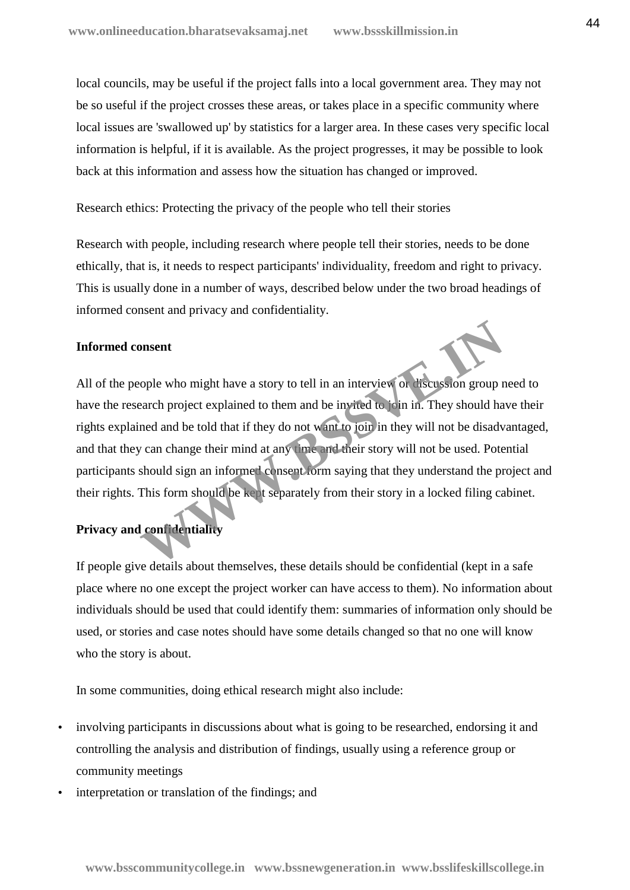local councils, may be useful if the project falls into a local government area. They may not be so useful if the project crosses these areas, or takes place in a specific community where local issues are 'swallowed up' by statistics for a larger area. In these cases very specific local information is helpful, if it is available. As the project progresses, it may be possible to look back at this information and assess how the situation has changed or improved.

Research ethics: Protecting the privacy of the people who tell their stories

Research with people, including research where people tell their stories, needs to be done ethically, that is, it needs to respect participants' individuality, freedom and right to privacy. This is usually done in a number of ways, described below under the two broad headings of informed consent and privacy and confidentiality.

**Informed consent**

All of the people who might have a story to tell in an interview or discussion group need to have the research project explained to them and be invited to join in. They should have their rights explained and be told that if they do not want to join in they will not be disadvantaged, and that they can change their mind at any time and their story will not be used. Potential participants should sign an informed consent form saying that they understand the project and their rights. This form should be kept separately from their story in a locked filing cabinet.

**Privacy and confidentiality**

If people give details about themselves, these details should be confidential (kept in a safe place where no one except the project worker can have access to them). No information about individuals should be used that could identify them: summaries of information only should be used, or stories and case notes should have some details changed so that no one will know who the story is about.

In some communities, doing ethical research might also include:

- involving participants in discussions about what is going to be researched, endorsing it and controlling the analysis and distribution of findings, usually using a reference group or community meetings
- interpretation or translation of the findings; and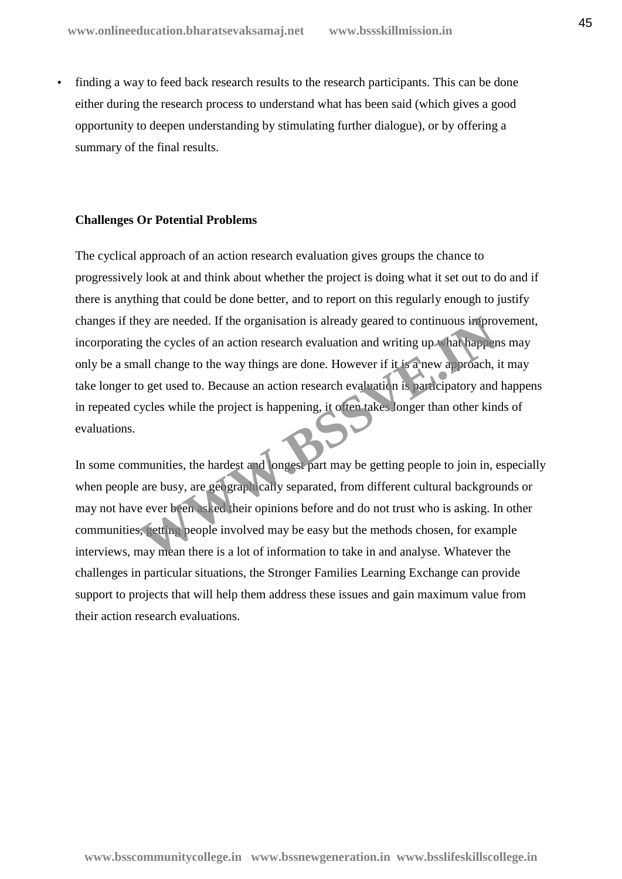- finding a way to feed back research results to the research participants. This can be done either during the research process to understand what has been said (which gives a good opportunity to deepen understanding by stimulating further dialogue), or by offering a summary of the final results.

**Challenges Or Potential Problems**

The cyclical approach of an action research evaluation gives groups the chance to progressively look at and think about whether the project is doing what it set out to do and if there is anything that could be done better, and to report on this regularly enough to justify changes if they are needed. If the organisation is already geared to continuous improvement, incorporating the cycles of an action research evaluation and writing up what happens may only be a small change to the way things are done. However if it is a new approach, it may take longer to get used to. Because an action research evaluation is participatory and happens in repeated cycles while the project is happening, it often takes longer than other kinds of evaluations.

In some communities, the hardest and longest part may be getting people to join in, especially when people are busy, are geographically separated, from different cultural backgrounds or may not have ever been asked their opinions before and do not trust who is asking. In other communities, getting people involved may be easy but the methods chosen, for example interviews, may mean there is a lot of information to take in and analyse. Whatever the challenges in particular situations, the Stronger Families Learning Exchange can provide support to projects that will help them address these issues and gain maximum value from their action research evaluations.